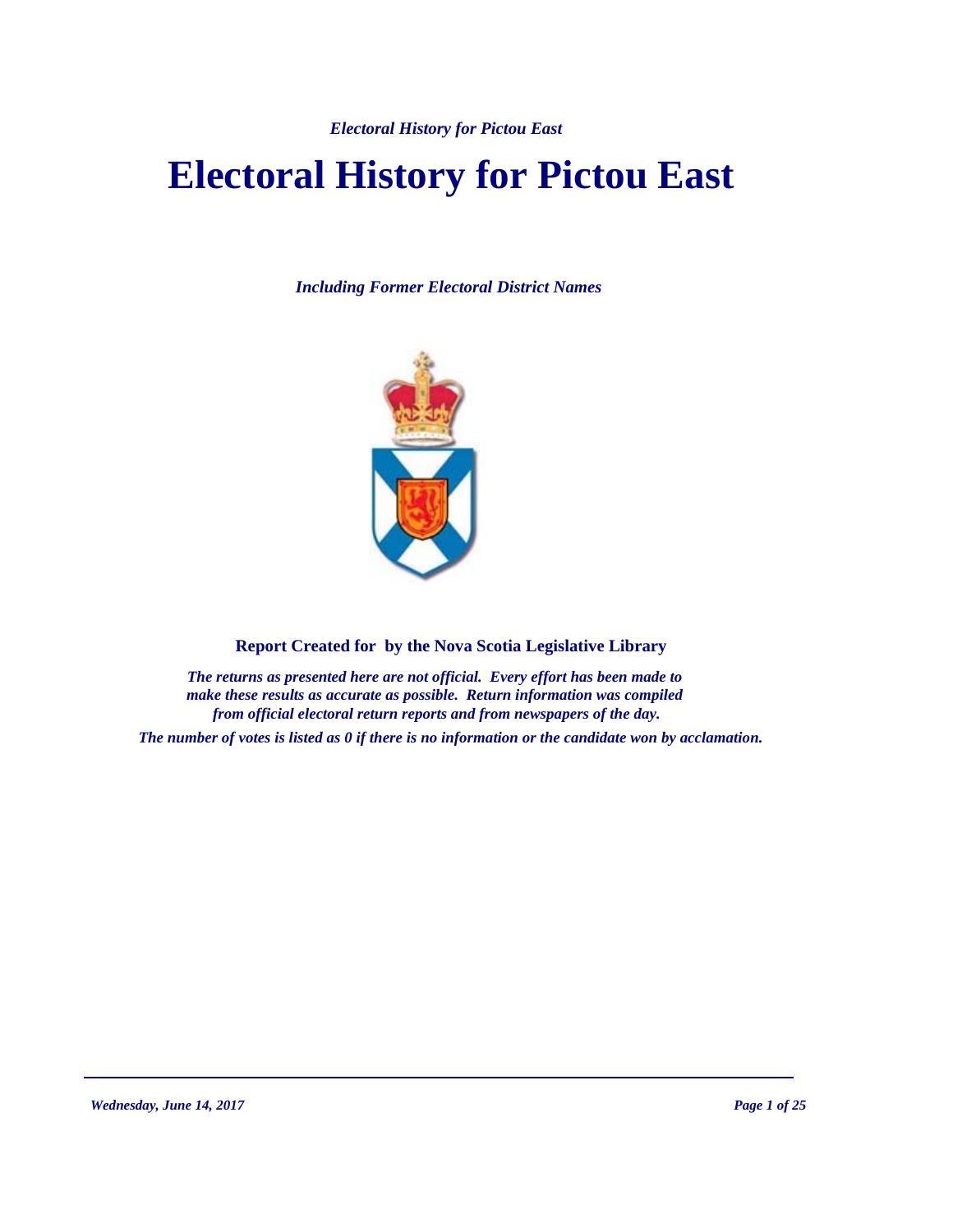# Electoral History for Pictou East

***Including Former Electoral District Names***

**Report Created for  by the Nova Scotia Legislative Library**

***The returns as presented here are not official.  Every effort has been made to make these results as accurate as possible.  Return information was compiled from official electoral return reports and from newspapers of the day.***

***The number of votes is listed as 0 if there is no information or the candidate won by acclamation.***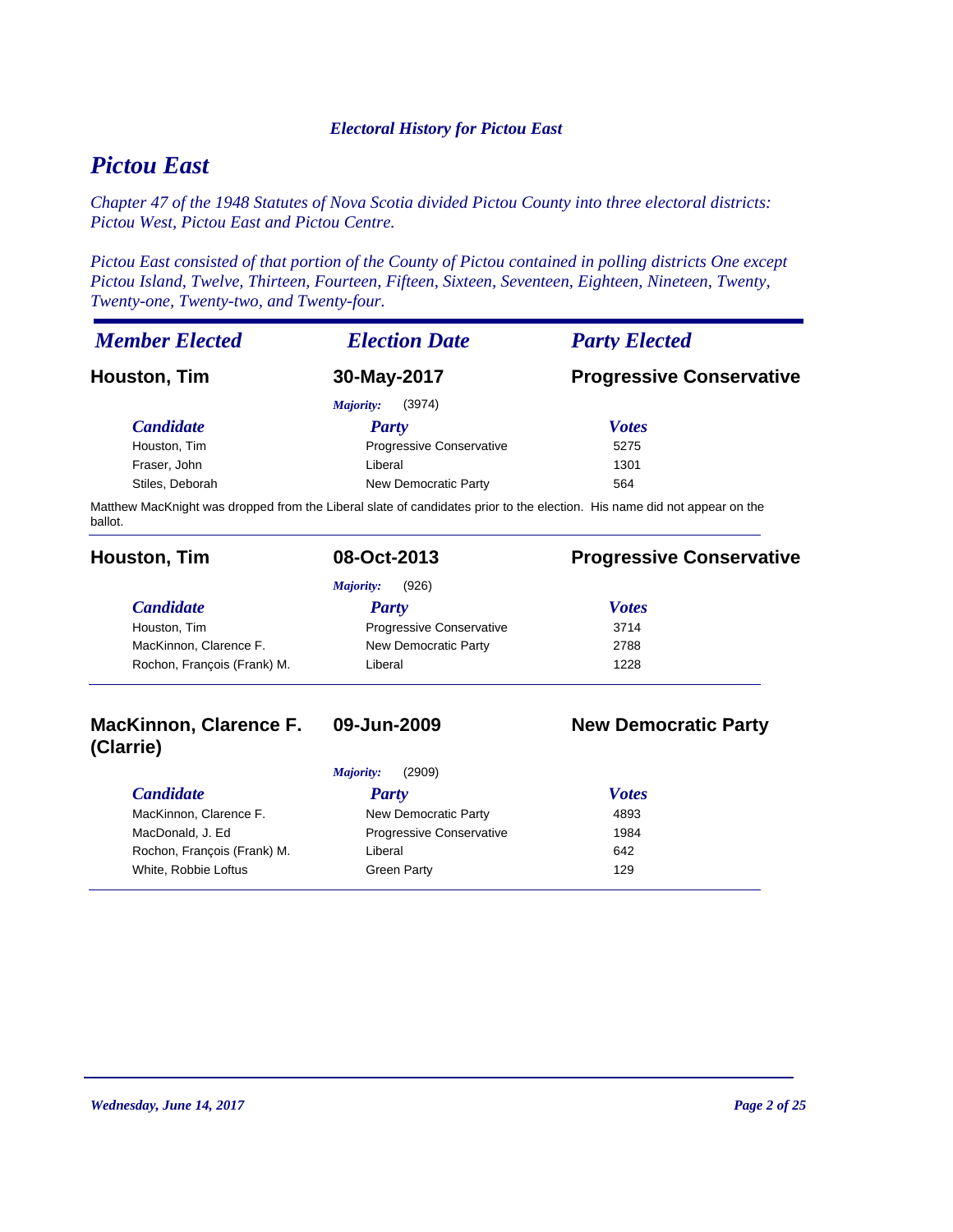*Electoral History for Pictou East*

# Pictou East

*Chapter 47 of the 1948 Statutes of Nova Scotia divided Pictou County into three electoral districts: Pictou West, Pictou East and Pictou Centre.*

*Pictou East consisted of that portion of the County of Pictou contained in polling districts One except Pictou Island, Twelve, Thirteen, Fourteen, Fifteen, Sixteen, Seventeen, Eighteen, Nineteen, Twenty, Twenty-one, Twenty-two, and Twenty-four.*

| *Member Elected* | *Election Date* | *Party Elected* |
|---|---|---|

## Houston, Tim — 30-May-2017 — Progressive Conservative

*Majority:* (3974)

| *Candidate* | *Party* | *Votes* |
|---|---|---|
| Houston, Tim | Progressive Conservative | 5275 |
| Fraser, John | Liberal | 1301 |
| Stiles, Deborah | New Democratic Party | 564 |

Matthew MacKnight was dropped from the Liberal slate of candidates prior to the election. His name did not appear on the ballot.

## Houston, Tim — 08-Oct-2013 — Progressive Conservative

*Majority:* (926)

| *Candidate* | *Party* | *Votes* |
|---|---|---|
| Houston, Tim | Progressive Conservative | 3714 |
| MacKinnon, Clarence F. | New Democratic Party | 2788 |
| Rochon, François (Frank) M. | Liberal | 1228 |

## MacKinnon, Clarence F. (Clarrie) — 09-Jun-2009 — New Democratic Party

*Majority:* (2909)

| *Candidate* | *Party* | *Votes* |
|---|---|---|
| MacKinnon, Clarence F. | New Democratic Party | 4893 |
| MacDonald, J. Ed | Progressive Conservative | 1984 |
| Rochon, François (Frank) M. | Liberal | 642 |
| White, Robbie Loftus | Green Party | 129 |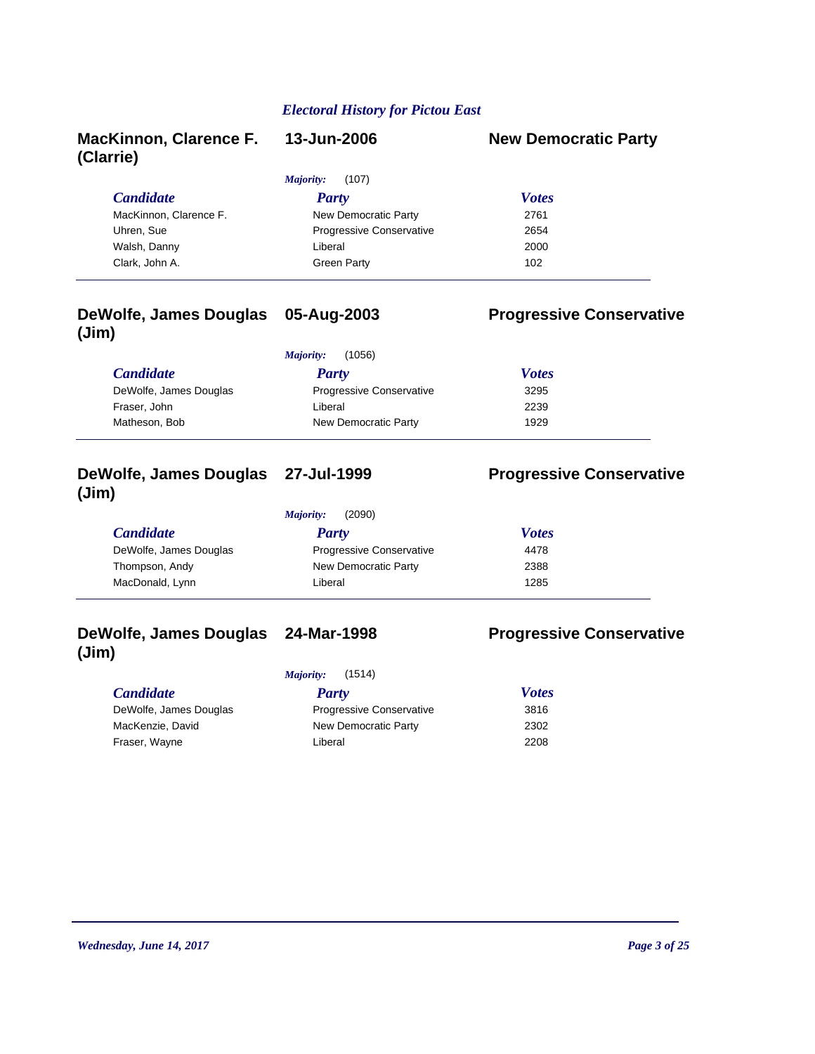*Electoral History for Pictou East*

## MacKinnon, Clarence F. (Clarrie) — 13-Jun-2006 — New Democratic Party

*Majority:* (107)

| *Candidate* | *Party* | *Votes* |
| --- | --- | --- |
| MacKinnon, Clarence F. | New Democratic Party | 2761 |
| Uhren, Sue | Progressive Conservative | 2654 |
| Walsh, Danny | Liberal | 2000 |
| Clark, John A. | Green Party | 102 |

## DeWolfe, James Douglas (Jim) — 05-Aug-2003 — Progressive Conservative

*Majority:* (1056)

| *Candidate* | *Party* | *Votes* |
| --- | --- | --- |
| DeWolfe, James Douglas | Progressive Conservative | 3295 |
| Fraser, John | Liberal | 2239 |
| Matheson, Bob | New Democratic Party | 1929 |

## DeWolfe, James Douglas (Jim) — 27-Jul-1999 — Progressive Conservative

*Majority:* (2090)

| *Candidate* | *Party* | *Votes* |
| --- | --- | --- |
| DeWolfe, James Douglas | Progressive Conservative | 4478 |
| Thompson, Andy | New Democratic Party | 2388 |
| MacDonald, Lynn | Liberal | 1285 |

## DeWolfe, James Douglas (Jim) — 24-Mar-1998 — Progressive Conservative

*Majority:* (1514)

| *Candidate* | *Party* | *Votes* |
| --- | --- | --- |
| DeWolfe, James Douglas | Progressive Conservative | 3816 |
| MacKenzie, David | New Democratic Party | 2302 |
| Fraser, Wayne | Liberal | 2208 |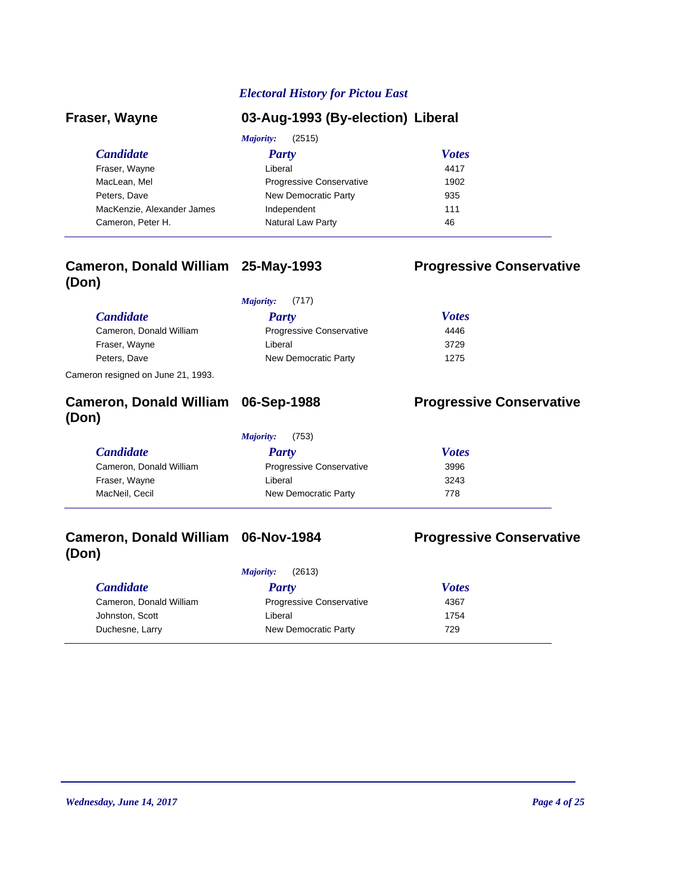*Electoral History for Pictou East*

## Fraser, Wayne — 03-Aug-1993 (By-election) — Liberal

*Majority:* (2515)

| Candidate | Party | Votes |
|---|---|---|
| Fraser, Wayne | Liberal | 4417 |
| MacLean, Mel | Progressive Conservative | 1902 |
| Peters, Dave | New Democratic Party | 935 |
| MacKenzie, Alexander James | Independent | 111 |
| Cameron, Peter H. | Natural Law Party | 46 |

## Cameron, Donald William (Don) — 25-May-1993 — Progressive Conservative

*Majority:* (717)

| Candidate | Party | Votes |
|---|---|---|
| Cameron, Donald William | Progressive Conservative | 4446 |
| Fraser, Wayne | Liberal | 3729 |
| Peters, Dave | New Democratic Party | 1275 |

Cameron resigned on June 21, 1993.

## Cameron, Donald William (Don) — 06-Sep-1988 — Progressive Conservative

*Majority:* (753)

| Candidate | Party | Votes |
|---|---|---|
| Cameron, Donald William | Progressive Conservative | 3996 |
| Fraser, Wayne | Liberal | 3243 |
| MacNeil, Cecil | New Democratic Party | 778 |

## Cameron, Donald William (Don) — 06-Nov-1984 — Progressive Conservative

*Majority:* (2613)

| Candidate | Party | Votes |
|---|---|---|
| Cameron, Donald William | Progressive Conservative | 4367 |
| Johnston, Scott | Liberal | 1754 |
| Duchesne, Larry | New Democratic Party | 729 |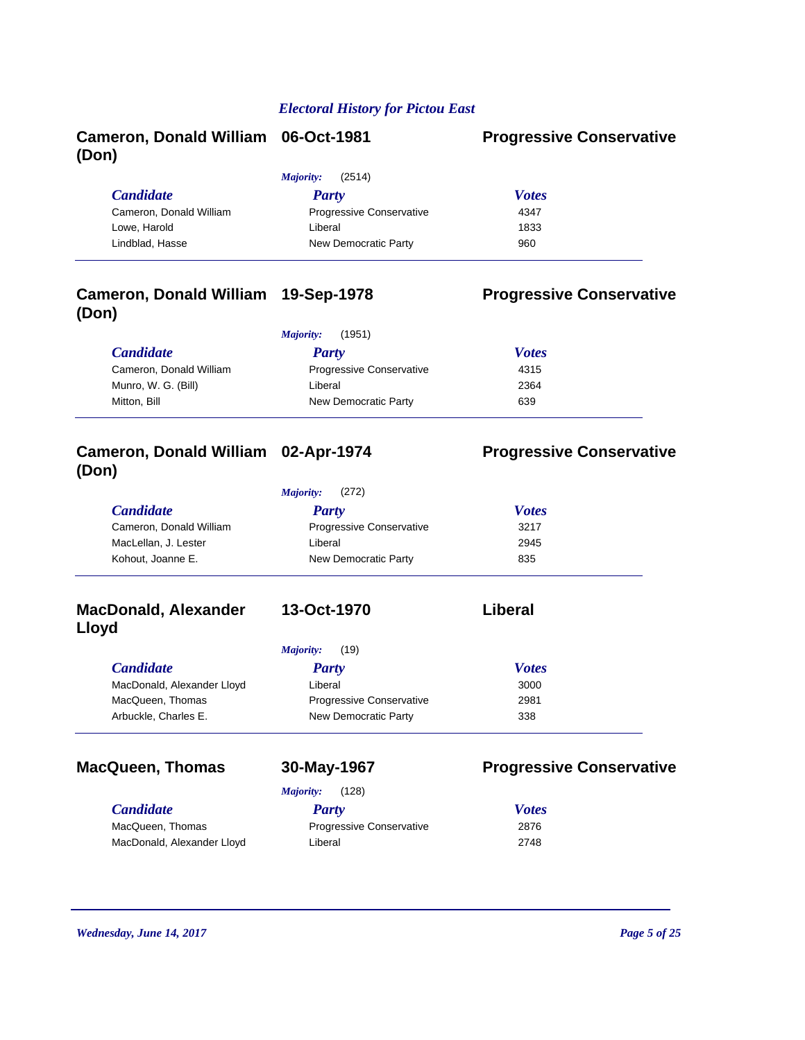## Electral History for Pictou East

### Cameron, Donald William (Don) — 06-Oct-1981 — Progressive Conservative

*Majority:* (2514)

| Candidate | Party | Votes |
|---|---|---|
| Cameron, Donald William | Progressive Conservative | 4347 |
| Lowe, Harold | Liberal | 1833 |
| Lindblad, Hasse | New Democratic Party | 960 |

### Cameron, Donald William (Don) — 19-Sep-1978 — Progressive Conservative

*Majority:* (1951)

| Candidate | Party | Votes |
|---|---|---|
| Cameron, Donald William | Progressive Conservative | 4315 |
| Munro, W. G. (Bill) | Liberal | 2364 |
| Mitton, Bill | New Democratic Party | 639 |

### Cameron, Donald William (Don) — 02-Apr-1974 — Progressive Conservative

*Majority:* (272)

| Candidate | Party | Votes |
|---|---|---|
| Cameron, Donald William | Progressive Conservative | 3217 |
| MacLellan, J. Lester | Liberal | 2945 |
| Kohout, Joanne E. | New Democratic Party | 835 |

### MacDonald, Alexander Lloyd — 13-Oct-1970 — Liberal

*Majority:* (19)

| Candidate | Party | Votes |
|---|---|---|
| MacDonald, Alexander Lloyd | Liberal | 3000 |
| MacQueen, Thomas | Progressive Conservative | 2981 |
| Arbuckle, Charles E. | New Democratic Party | 338 |

### MacQueen, Thomas — 30-May-1967 — Progressive Conservative

*Majority:* (128)

| Candidate | Party | Votes |
|---|---|---|
| MacQueen, Thomas | Progressive Conservative | 2876 |
| MacDonald, Alexander Lloyd | Liberal | 2748 |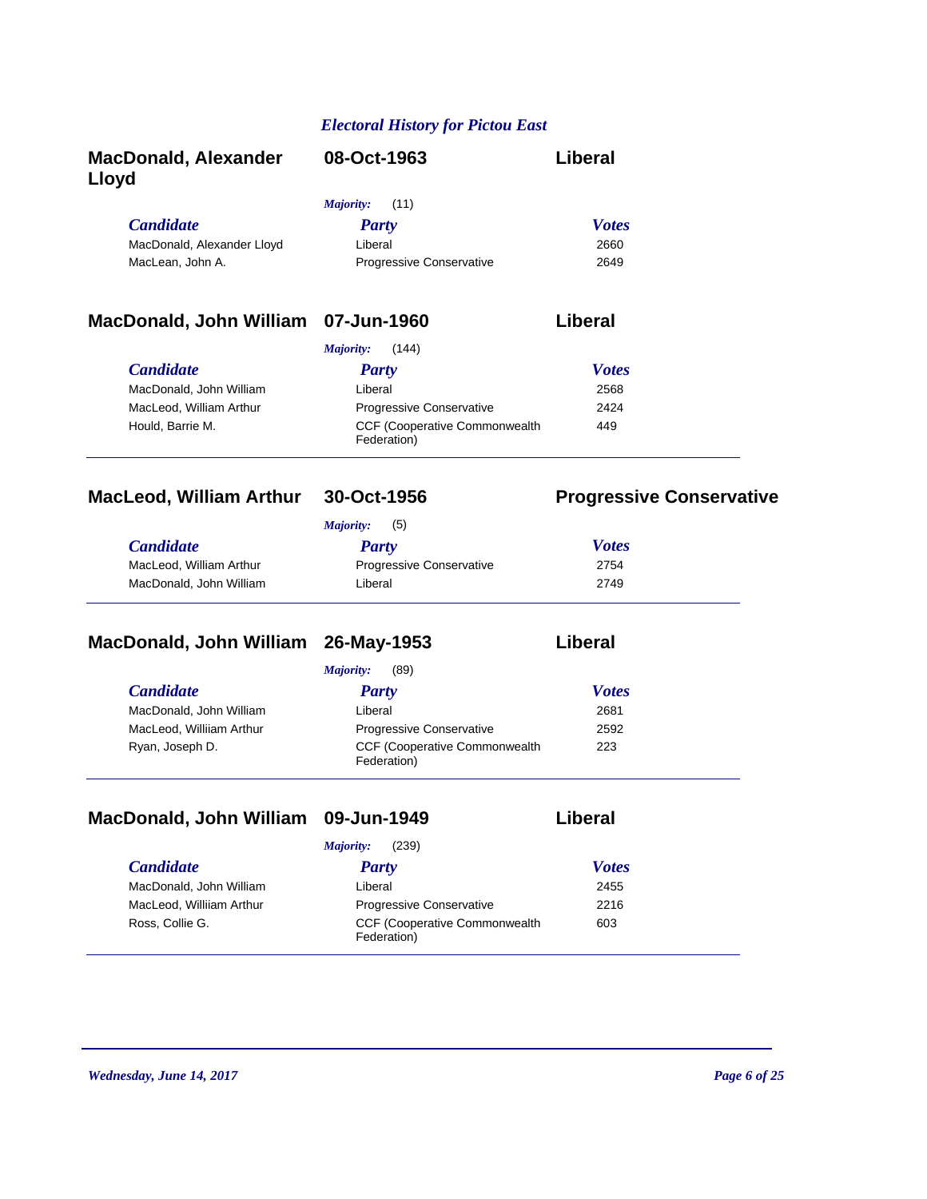*Electoral History for Pictou East*

### MacDonald, Alexander Lloyd — 08-Oct-1963 — Liberal

*Majority:* (11)

| *Candidate* | *Party* | *Votes* |
|---|---|---|
| MacDonald, Alexander Lloyd | Liberal | 2660 |
| MacLean, John A. | Progressive Conservative | 2649 |

### MacDonald, John William — 07-Jun-1960 — Liberal

*Majority:* (144)

| *Candidate* | *Party* | *Votes* |
|---|---|---|
| MacDonald, John William | Liberal | 2568 |
| MacLeod, William Arthur | Progressive Conservative | 2424 |
| Hould, Barrie M. | CCF (Cooperative Commonwealth Federation) | 449 |

### MacLeod, William Arthur — 30-Oct-1956 — Progressive Conservative

*Majority:* (5)

| *Candidate* | *Party* | *Votes* |
|---|---|---|
| MacLeod, William Arthur | Progressive Conservative | 2754 |
| MacDonald, John William | Liberal | 2749 |

### MacDonald, John William — 26-May-1953 — Liberal

*Majority:* (89)

| *Candidate* | *Party* | *Votes* |
|---|---|---|
| MacDonald, John William | Liberal | 2681 |
| MacLeod, Williiam Arthur | Progressive Conservative | 2592 |
| Ryan, Joseph D. | CCF (Cooperative Commonwealth Federation) | 223 |

### MacDonald, John William — 09-Jun-1949 — Liberal

*Majority:* (239)

| *Candidate* | *Party* | *Votes* |
|---|---|---|
| MacDonald, John William | Liberal | 2455 |
| MacLeod, Williiam Arthur | Progressive Conservative | 2216 |
| Ross, Collie G. | CCF (Cooperative Commonwealth Federation) | 603 |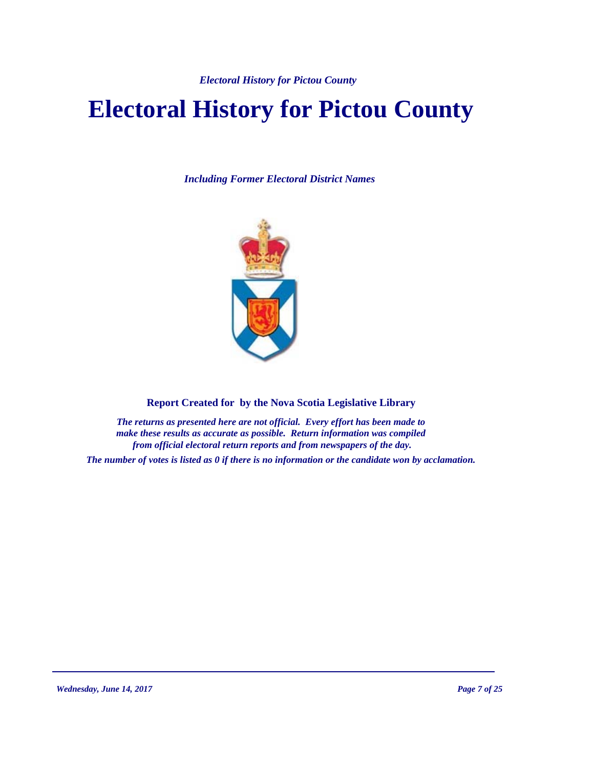# Electoral History for Pictou County

*Including Former Electoral District Names*

**Report Created for by the Nova Scotia Legislative Library**

*The returns as presented here are not official. Every effort has been made to make these results as accurate as possible. Return information was compiled from official electoral return reports and from newspapers of the day.*

*The number of votes is listed as 0 if there is no information or the candidate won by acclamation.*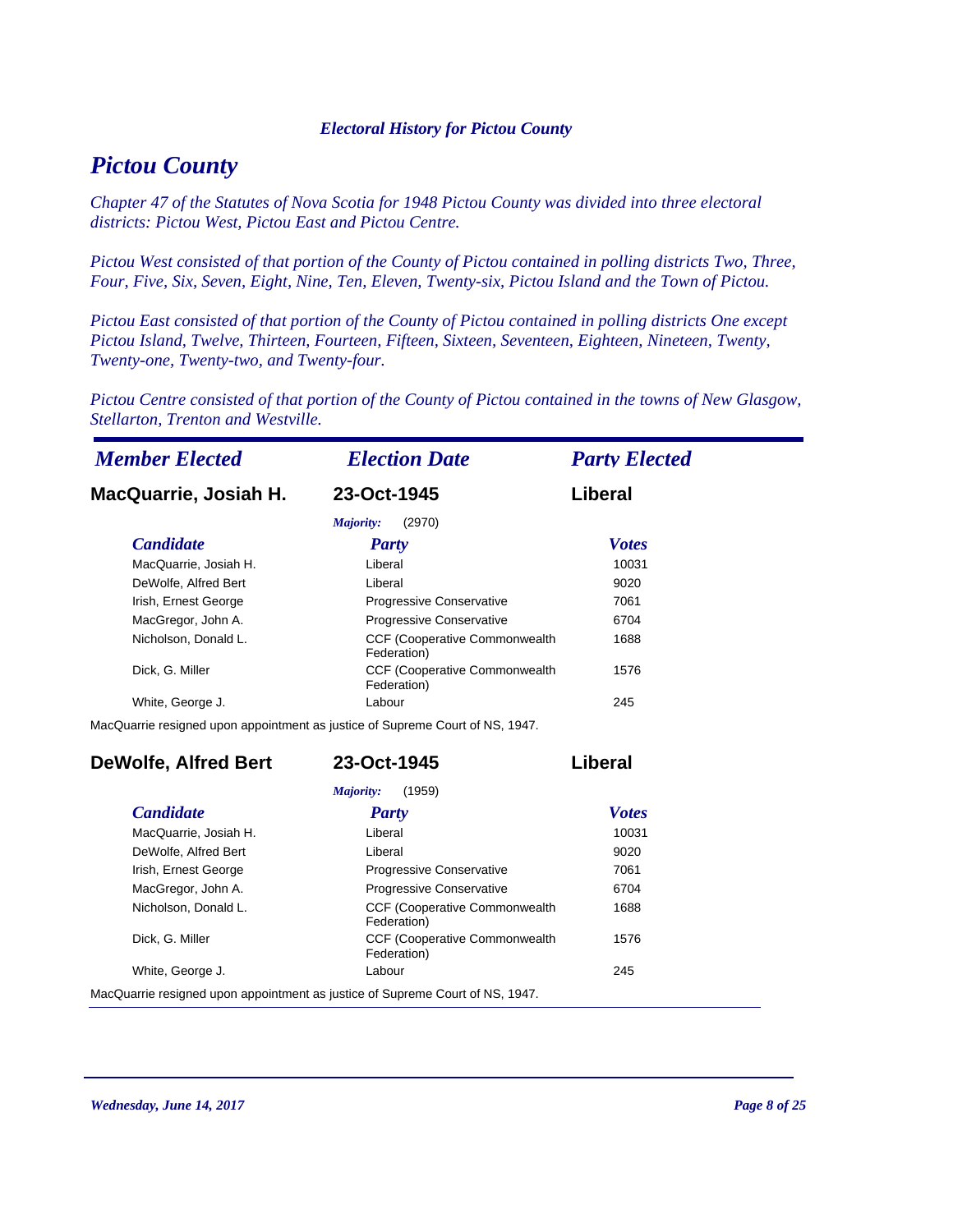## Pictou County

*Chapter 47 of the Statutes of Nova Scotia for 1948 Pictou County was divided into three electoral districts: Pictou West, Pictou East and Pictou Centre.*

*Pictou West consisted of that portion of the County of Pictou contained in polling districts Two, Three, Four, Five, Six, Seven, Eight, Nine, Ten, Eleven, Twenty-six, Pictou Island and the Town of Pictou.*

*Pictou East consisted of that portion of the County of Pictou contained in polling districts One except Pictou Island, Twelve, Thirteen, Fourteen, Fifteen, Sixteen, Seventeen, Eighteen, Nineteen, Twenty, Twenty-one, Twenty-two, and Twenty-four.*

*Pictou Centre consisted of that portion of the County of Pictou contained in the towns of New Glasgow, Stellarton, Trenton and Westville.*

| *Member Elected* | *Election Date* | *Party Elected* |
|---|---|---|
| **MacQuarrie, Josiah H.** | **23-Oct-1945** | **Liberal** |

*Majority:* (2970)

| Candidate | Party | Votes |
|---|---|---|
| MacQuarrie, Josiah H. | Liberal | 10031 |
| DeWolfe, Alfred Bert | Liberal | 9020 |
| Irish, Ernest George | Progressive Conservative | 7061 |
| MacGregor, John A. | Progressive Conservative | 6704 |
| Nicholson, Donald L. | CCF (Cooperative Commonwealth Federation) | 1688 |
| Dick, G. Miller | CCF (Cooperative Commonwealth Federation) | 1576 |
| White, George J. | Labour | 245 |

MacQuarrie resigned upon appointment as justice of Supreme Court of NS, 1947.

| *Member Elected* | *Election Date* | *Party Elected* |
|---|---|---|
| **DeWolfe, Alfred Bert** | **23-Oct-1945** | **Liberal** |

*Majority:* (1959)

| Candidate | Party | Votes |
|---|---|---|
| MacQuarrie, Josiah H. | Liberal | 10031 |
| DeWolfe, Alfred Bert | Liberal | 9020 |
| Irish, Ernest George | Progressive Conservative | 7061 |
| MacGregor, John A. | Progressive Conservative | 6704 |
| Nicholson, Donald L. | CCF (Cooperative Commonwealth Federation) | 1688 |
| Dick, G. Miller | CCF (Cooperative Commonwealth Federation) | 1576 |
| White, George J. | Labour | 245 |

MacQuarrie resigned upon appointment as justice of Supreme Court of NS, 1947.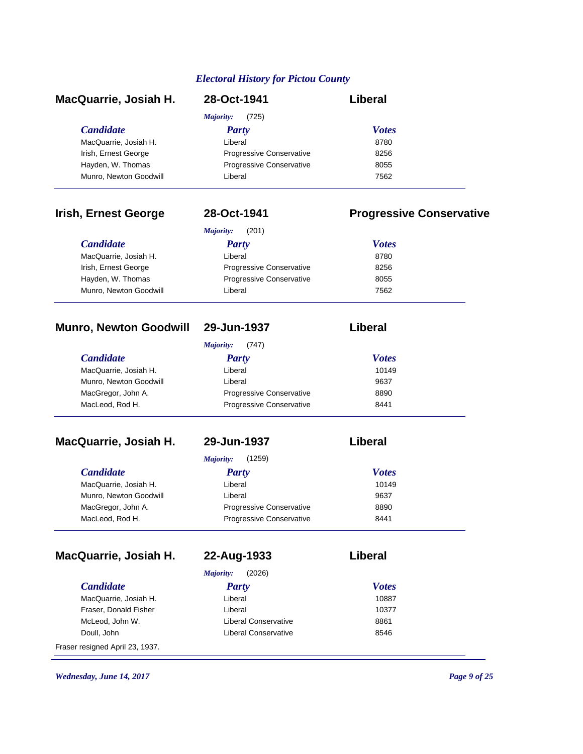*Electoral History for Pictou County*

## MacQuarrie, Josiah H. — 28-Oct-1941 — Liberal

*Majority:* (725)

| *Candidate* | *Party* | *Votes* |
|---|---|---|
| MacQuarrie, Josiah H. | Liberal | 8780 |
| Irish, Ernest George | Progressive Conservative | 8256 |
| Hayden, W. Thomas | Progressive Conservative | 8055 |
| Munro, Newton Goodwill | Liberal | 7562 |

## Irish, Ernest George — 28-Oct-1941 — Progressive Conservative

*Majority:* (201)

| *Candidate* | *Party* | *Votes* |
|---|---|---|
| MacQuarrie, Josiah H. | Liberal | 8780 |
| Irish, Ernest George | Progressive Conservative | 8256 |
| Hayden, W. Thomas | Progressive Conservative | 8055 |
| Munro, Newton Goodwill | Liberal | 7562 |

## Munro, Newton Goodwill — 29-Jun-1937 — Liberal

*Majority:* (747)

| *Candidate* | *Party* | *Votes* |
|---|---|---|
| MacQuarrie, Josiah H. | Liberal | 10149 |
| Munro, Newton Goodwill | Liberal | 9637 |
| MacGregor, John A. | Progressive Conservative | 8890 |
| MacLeod, Rod H. | Progressive Conservative | 8441 |

## MacQuarrie, Josiah H. — 29-Jun-1937 — Liberal

*Majority:* (1259)

| *Candidate* | *Party* | *Votes* |
|---|---|---|
| MacQuarrie, Josiah H. | Liberal | 10149 |
| Munro, Newton Goodwill | Liberal | 9637 |
| MacGregor, John A. | Progressive Conservative | 8890 |
| MacLeod, Rod H. | Progressive Conservative | 8441 |

## MacQuarrie, Josiah H. — 22-Aug-1933 — Liberal

*Majority:* (2026)

| *Candidate* | *Party* | *Votes* |
|---|---|---|
| MacQuarrie, Josiah H. | Liberal | 10887 |
| Fraser, Donald Fisher | Liberal | 10377 |
| McLeod, John W. | Liberal Conservative | 8861 |
| Doull, John | Liberal Conservative | 8546 |

Fraser resigned April 23, 1937.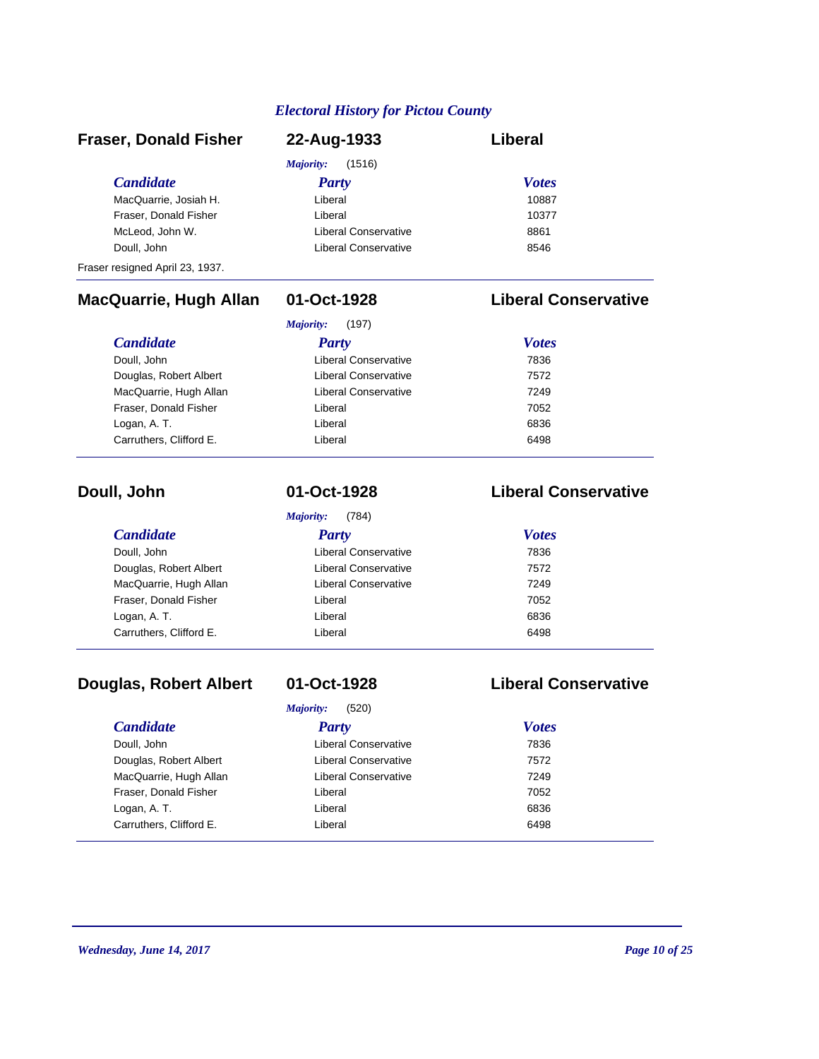## Fraser, Donald Fisher — 22-Aug-1933 — Liberal

*Majority:* (1516)

| Candidate | Party | Votes |
| --- | --- | --- |
| MacQuarrie, Josiah H. | Liberal | 10887 |
| Fraser, Donald Fisher | Liberal | 10377 |
| McLeod, John W. | Liberal Conservative | 8861 |
| Doull, John | Liberal Conservative | 8546 |

Fraser resigned April 23, 1937.

## MacQuarrie, Hugh Allan — 01-Oct-1928 — Liberal Conservative

*Majority:* (197)

| Candidate | Party | Votes |
| --- | --- | --- |
| Doull, John | Liberal Conservative | 7836 |
| Douglas, Robert Albert | Liberal Conservative | 7572 |
| MacQuarrie, Hugh Allan | Liberal Conservative | 7249 |
| Fraser, Donald Fisher | Liberal | 7052 |
| Logan, A. T. | Liberal | 6836 |
| Carruthers, Clifford E. | Liberal | 6498 |

## Doull, John — 01-Oct-1928 — Liberal Conservative

*Majority:* (784)

| Candidate | Party | Votes |
| --- | --- | --- |
| Doull, John | Liberal Conservative | 7836 |
| Douglas, Robert Albert | Liberal Conservative | 7572 |
| MacQuarrie, Hugh Allan | Liberal Conservative | 7249 |
| Fraser, Donald Fisher | Liberal | 7052 |
| Logan, A. T. | Liberal | 6836 |
| Carruthers, Clifford E. | Liberal | 6498 |

## Douglas, Robert Albert — 01-Oct-1928 — Liberal Conservative

*Majority:* (520)

| Candidate | Party | Votes |
| --- | --- | --- |
| Doull, John | Liberal Conservative | 7836 |
| Douglas, Robert Albert | Liberal Conservative | 7572 |
| MacQuarrie, Hugh Allan | Liberal Conservative | 7249 |
| Fraser, Donald Fisher | Liberal | 7052 |
| Logan, A. T. | Liberal | 6836 |
| Carruthers, Clifford E. | Liberal | 6498 |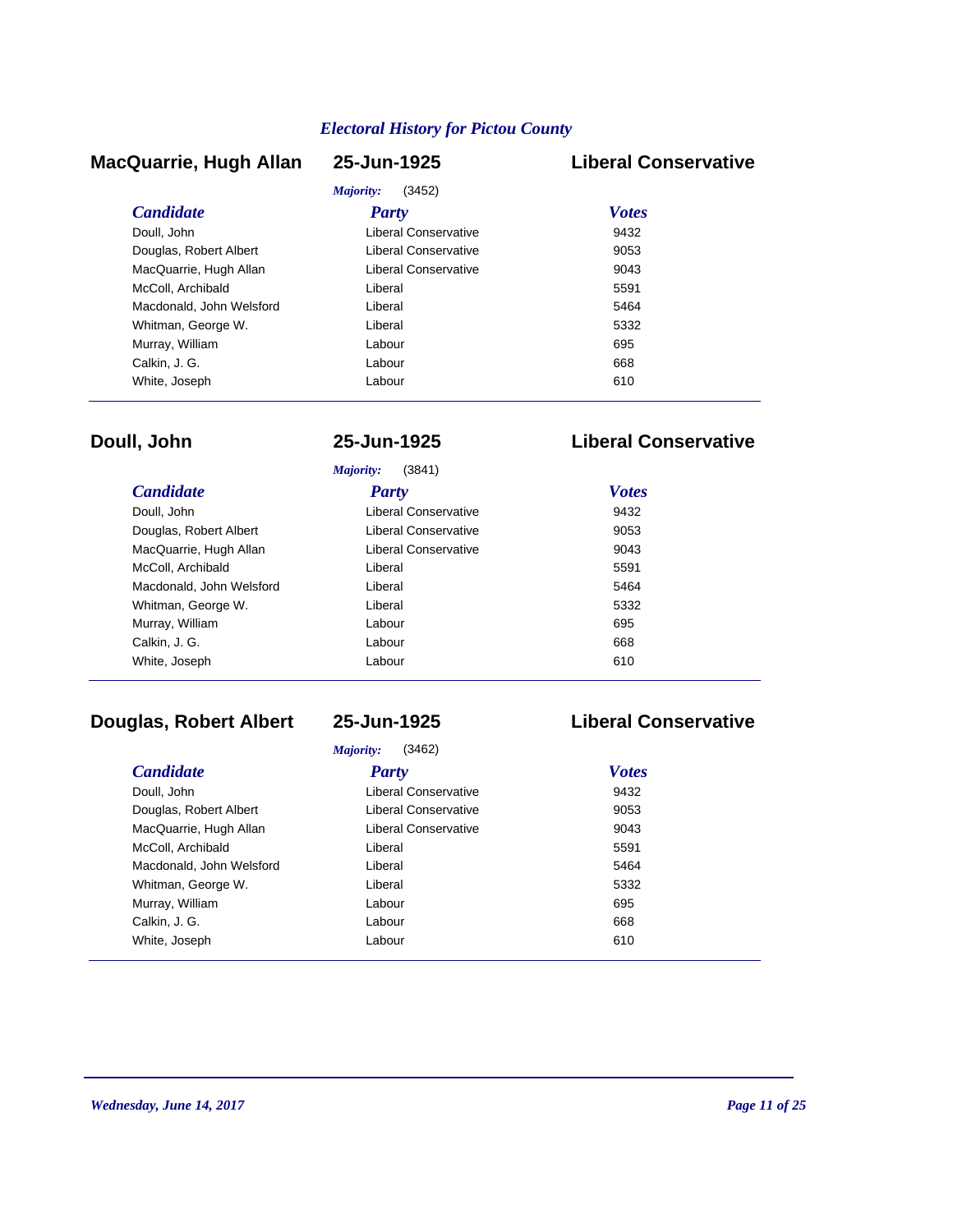## Electral History for Pictou County

### MacQuarrie, Hugh Allan — 25-Jun-1925 — Liberal Conservative

*Majority:* (3452)

| *Candidate* | *Party* | *Votes* |
|---|---|---|
| Doull, John | Liberal Conservative | 9432 |
| Douglas, Robert Albert | Liberal Conservative | 9053 |
| MacQuarrie, Hugh Allan | Liberal Conservative | 9043 |
| McColl, Archibald | Liberal | 5591 |
| Macdonald, John Welsford | Liberal | 5464 |
| Whitman, George W. | Liberal | 5332 |
| Murray, William | Labour | 695 |
| Calkin, J. G. | Labour | 668 |
| White, Joseph | Labour | 610 |

### Doull, John — 25-Jun-1925 — Liberal Conservative

*Majority:* (3841)

| *Candidate* | *Party* | *Votes* |
|---|---|---|
| Doull, John | Liberal Conservative | 9432 |
| Douglas, Robert Albert | Liberal Conservative | 9053 |
| MacQuarrie, Hugh Allan | Liberal Conservative | 9043 |
| McColl, Archibald | Liberal | 5591 |
| Macdonald, John Welsford | Liberal | 5464 |
| Whitman, George W. | Liberal | 5332 |
| Murray, William | Labour | 695 |
| Calkin, J. G. | Labour | 668 |
| White, Joseph | Labour | 610 |

### Douglas, Robert Albert — 25-Jun-1925 — Liberal Conservative

*Majority:* (3462)

| *Candidate* | *Party* | *Votes* |
|---|---|---|
| Doull, John | Liberal Conservative | 9432 |
| Douglas, Robert Albert | Liberal Conservative | 9053 |
| MacQuarrie, Hugh Allan | Liberal Conservative | 9043 |
| McColl, Archibald | Liberal | 5591 |
| Macdonald, John Welsford | Liberal | 5464 |
| Whitman, George W. | Liberal | 5332 |
| Murray, William | Labour | 695 |
| Calkin, J. G. | Labour | 668 |
| White, Joseph | Labour | 610 |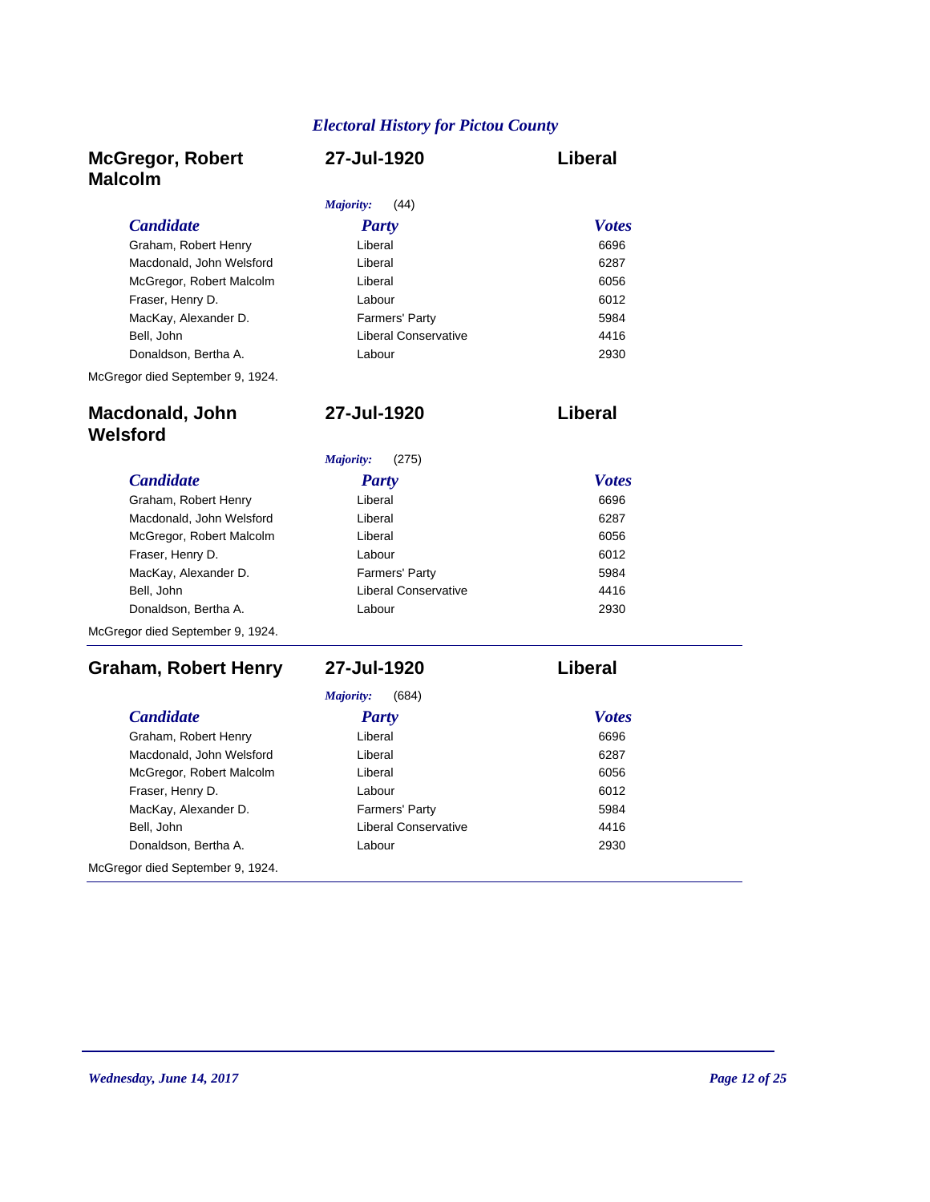## McGregor, Robert Malcolm — 27-Jul-1920 — Liberal

*Majority:* (44)

| *Candidate* | *Party* | *Votes* |
|---|---|---|
| Graham, Robert Henry | Liberal | 6696 |
| Macdonald, John Welsford | Liberal | 6287 |
| McGregor, Robert Malcolm | Liberal | 6056 |
| Fraser, Henry D. | Labour | 6012 |
| MacKay, Alexander D. | Farmers' Party | 5984 |
| Bell, John | Liberal Conservative | 4416 |
| Donaldson, Bertha A. | Labour | 2930 |

McGregor died September 9, 1924.

## Macdonald, John Welsford — 27-Jul-1920 — Liberal

*Majority:* (275)

| *Candidate* | *Party* | *Votes* |
|---|---|---|
| Graham, Robert Henry | Liberal | 6696 |
| Macdonald, John Welsford | Liberal | 6287 |
| McGregor, Robert Malcolm | Liberal | 6056 |
| Fraser, Henry D. | Labour | 6012 |
| MacKay, Alexander D. | Farmers' Party | 5984 |
| Bell, John | Liberal Conservative | 4416 |
| Donaldson, Bertha A. | Labour | 2930 |

McGregor died September 9, 1924.

## Graham, Robert Henry — 27-Jul-1920 — Liberal

*Majority:* (684)

| *Candidate* | *Party* | *Votes* |
|---|---|---|
| Graham, Robert Henry | Liberal | 6696 |
| Macdonald, John Welsford | Liberal | 6287 |
| McGregor, Robert Malcolm | Liberal | 6056 |
| Fraser, Henry D. | Labour | 6012 |
| MacKay, Alexander D. | Farmers' Party | 5984 |
| Bell, John | Liberal Conservative | 4416 |
| Donaldson, Bertha A. | Labour | 2930 |

McGregor died September 9, 1924.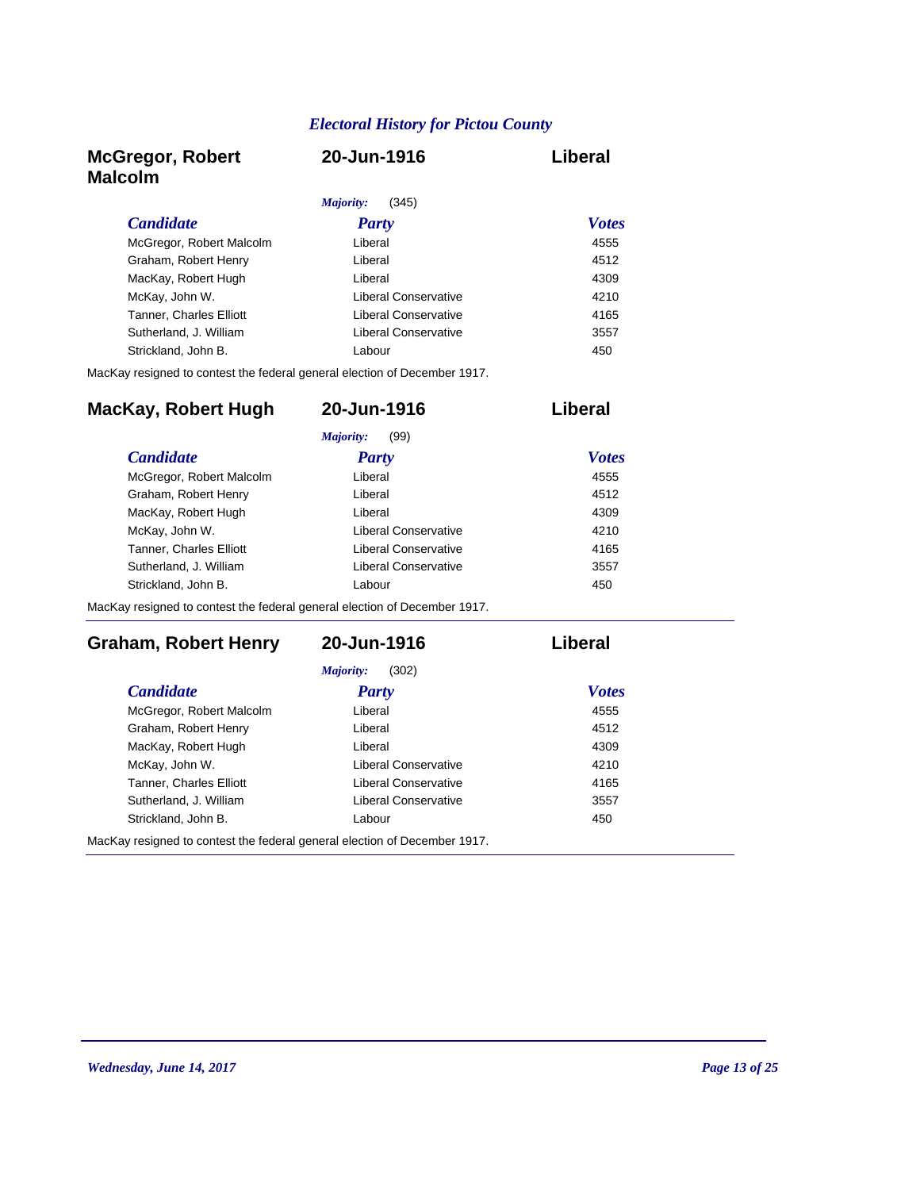## McGregor, Robert Malcolm — 20-Jun-1916 — Liberal

*Majority:* (345)

| *Candidate* | *Party* | *Votes* |
|---|---|---|
| McGregor, Robert Malcolm | Liberal | 4555 |
| Graham, Robert Henry | Liberal | 4512 |
| MacKay, Robert Hugh | Liberal | 4309 |
| McKay, John W. | Liberal Conservative | 4210 |
| Tanner, Charles Elliott | Liberal Conservative | 4165 |
| Sutherland, J. William | Liberal Conservative | 3557 |
| Strickland, John B. | Labour | 450 |

MacKay resigned to contest the federal general election of December 1917.

## MacKay, Robert Hugh — 20-Jun-1916 — Liberal

*Majority:* (99)

| *Candidate* | *Party* | *Votes* |
|---|---|---|
| McGregor, Robert Malcolm | Liberal | 4555 |
| Graham, Robert Henry | Liberal | 4512 |
| MacKay, Robert Hugh | Liberal | 4309 |
| McKay, John W. | Liberal Conservative | 4210 |
| Tanner, Charles Elliott | Liberal Conservative | 4165 |
| Sutherland, J. William | Liberal Conservative | 3557 |
| Strickland, John B. | Labour | 450 |

MacKay resigned to contest the federal general election of December 1917.

## Graham, Robert Henry — 20-Jun-1916 — Liberal

*Majority:* (302)

| *Candidate* | *Party* | *Votes* |
|---|---|---|
| McGregor, Robert Malcolm | Liberal | 4555 |
| Graham, Robert Henry | Liberal | 4512 |
| MacKay, Robert Hugh | Liberal | 4309 |
| McKay, John W. | Liberal Conservative | 4210 |
| Tanner, Charles Elliott | Liberal Conservative | 4165 |
| Sutherland, J. William | Liberal Conservative | 3557 |
| Strickland, John B. | Labour | 450 |

MacKay resigned to contest the federal general election of December 1917.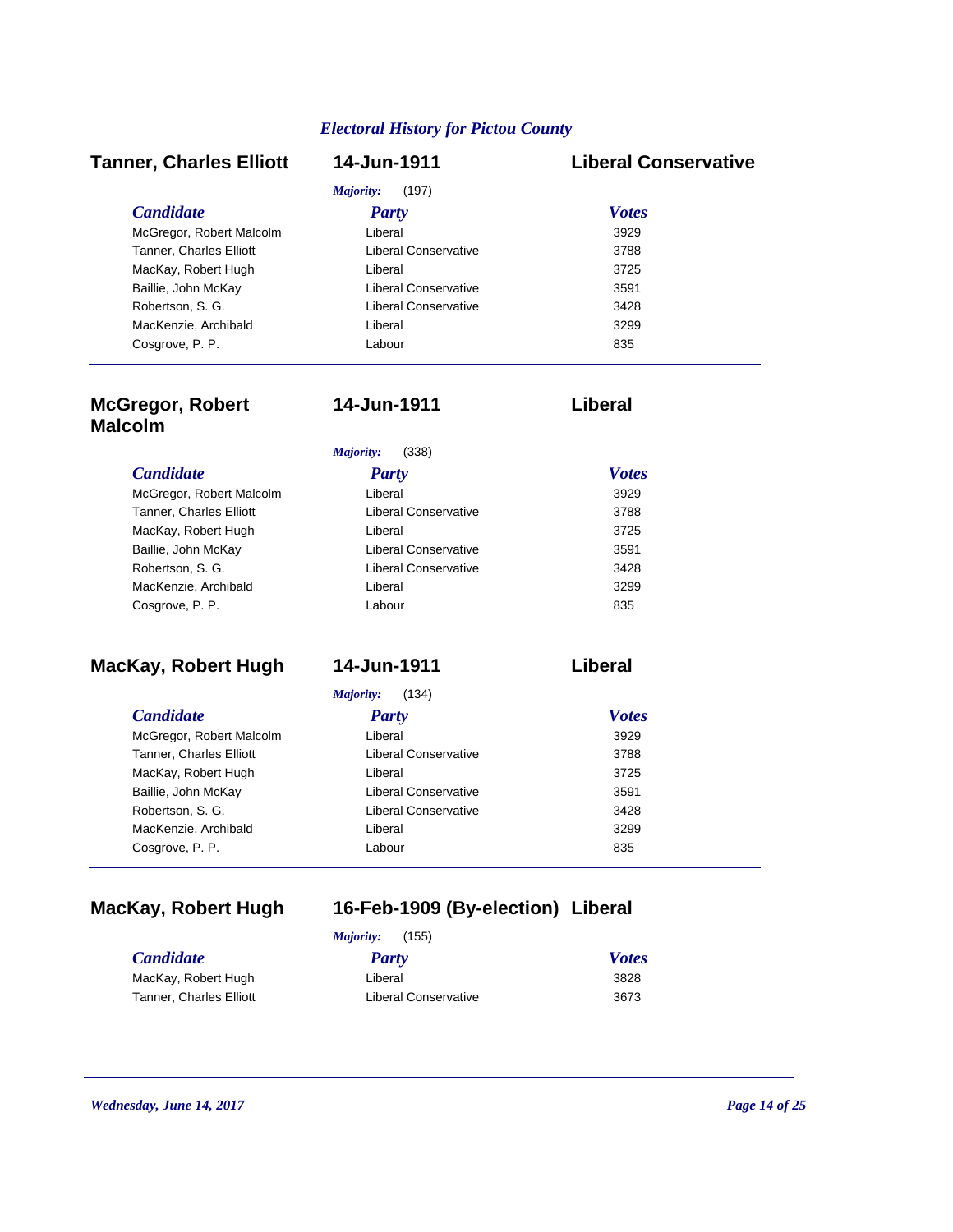### Tanner, Charles Elliott — 14-Jun-1911 — Liberal Conservative

*Majority:* (197)

| *Candidate* | *Party* | *Votes* |
|---|---|---|
| McGregor, Robert Malcolm | Liberal | 3929 |
| Tanner, Charles Elliott | Liberal Conservative | 3788 |
| MacKay, Robert Hugh | Liberal | 3725 |
| Baillie, John McKay | Liberal Conservative | 3591 |
| Robertson, S. G. | Liberal Conservative | 3428 |
| MacKenzie, Archibald | Liberal | 3299 |
| Cosgrove, P. P. | Labour | 835 |

---

### McGregor, Robert Malcolm — 14-Jun-1911 — Liberal

*Majority:* (338)

| *Candidate* | *Party* | *Votes* |
|---|---|---|
| McGregor, Robert Malcolm | Liberal | 3929 |
| Tanner, Charles Elliott | Liberal Conservative | 3788 |
| MacKay, Robert Hugh | Liberal | 3725 |
| Baillie, John McKay | Liberal Conservative | 3591 |
| Robertson, S. G. | Liberal Conservative | 3428 |
| MacKenzie, Archibald | Liberal | 3299 |
| Cosgrove, P. P. | Labour | 835 |

### MacKay, Robert Hugh — 14-Jun-1911 — Liberal

*Majority:* (134)

| *Candidate* | *Party* | *Votes* |
|---|---|---|
| McGregor, Robert Malcolm | Liberal | 3929 |
| Tanner, Charles Elliott | Liberal Conservative | 3788 |
| MacKay, Robert Hugh | Liberal | 3725 |
| Baillie, John McKay | Liberal Conservative | 3591 |
| Robertson, S. G. | Liberal Conservative | 3428 |
| MacKenzie, Archibald | Liberal | 3299 |
| Cosgrove, P. P. | Labour | 835 |

---

### MacKay, Robert Hugh — 16-Feb-1909 (By-election) — Liberal

*Majority:* (155)

| *Candidate* | *Party* | *Votes* |
|---|---|---|
| MacKay, Robert Hugh | Liberal | 3828 |
| Tanner, Charles Elliott | Liberal Conservative | 3673 |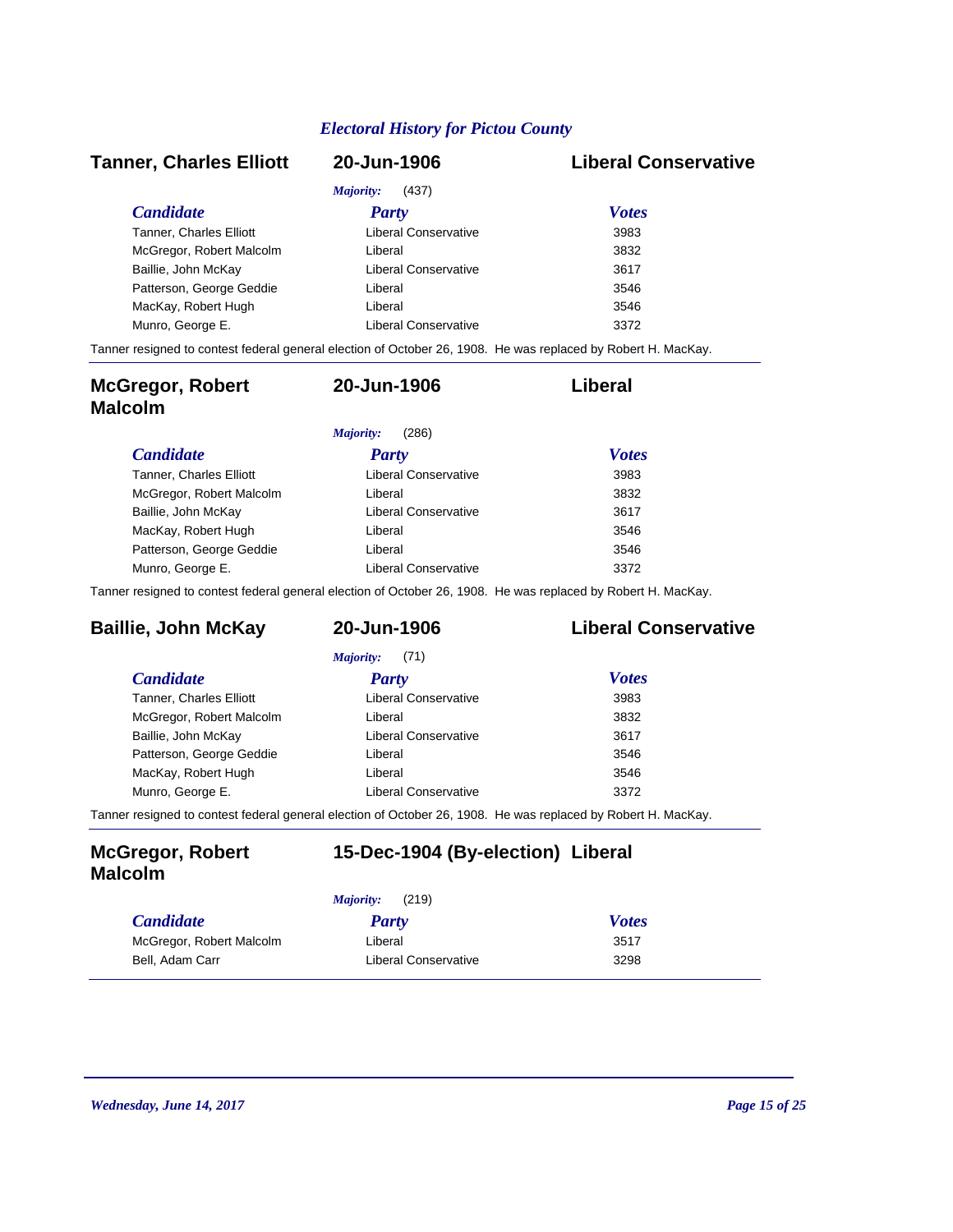## Tanner, Charles Elliott — 20-Jun-1906 — Liberal Conservative

*Majority:* (437)

| *Candidate* | *Party* | *Votes* |
|---|---|---|
| Tanner, Charles Elliott | Liberal Conservative | 3983 |
| McGregor, Robert Malcolm | Liberal | 3832 |
| Baillie, John McKay | Liberal Conservative | 3617 |
| Patterson, George Geddie | Liberal | 3546 |
| MacKay, Robert Hugh | Liberal | 3546 |
| Munro, George E. | Liberal Conservative | 3372 |

Tanner resigned to contest federal general election of October 26, 1908. He was replaced by Robert H. MacKay.

---

## McGregor, Robert Malcolm — 20-Jun-1906 — Liberal

*Majority:* (286)

| *Candidate* | *Party* | *Votes* |
|---|---|---|
| Tanner, Charles Elliott | Liberal Conservative | 3983 |
| McGregor, Robert Malcolm | Liberal | 3832 |
| Baillie, John McKay | Liberal Conservative | 3617 |
| MacKay, Robert Hugh | Liberal | 3546 |
| Patterson, George Geddie | Liberal | 3546 |
| Munro, George E. | Liberal Conservative | 3372 |

Tanner resigned to contest federal general election of October 26, 1908. He was replaced by Robert H. MacKay.

---

## Baillie, John McKay — 20-Jun-1906 — Liberal Conservative

*Majority:* (71)

| *Candidate* | *Party* | *Votes* |
|---|---|---|
| Tanner, Charles Elliott | Liberal Conservative | 3983 |
| McGregor, Robert Malcolm | Liberal | 3832 |
| Baillie, John McKay | Liberal Conservative | 3617 |
| Patterson, George Geddie | Liberal | 3546 |
| MacKay, Robert Hugh | Liberal | 3546 |
| Munro, George E. | Liberal Conservative | 3372 |

Tanner resigned to contest federal general election of October 26, 1908. He was replaced by Robert H. MacKay.

---

## McGregor, Robert Malcolm — 15-Dec-1904 (By-election) — Liberal

*Majority:* (219)

| *Candidate* | *Party* | *Votes* |
|---|---|---|
| McGregor, Robert Malcolm | Liberal | 3517 |
| Bell, Adam Carr | Liberal Conservative | 3298 |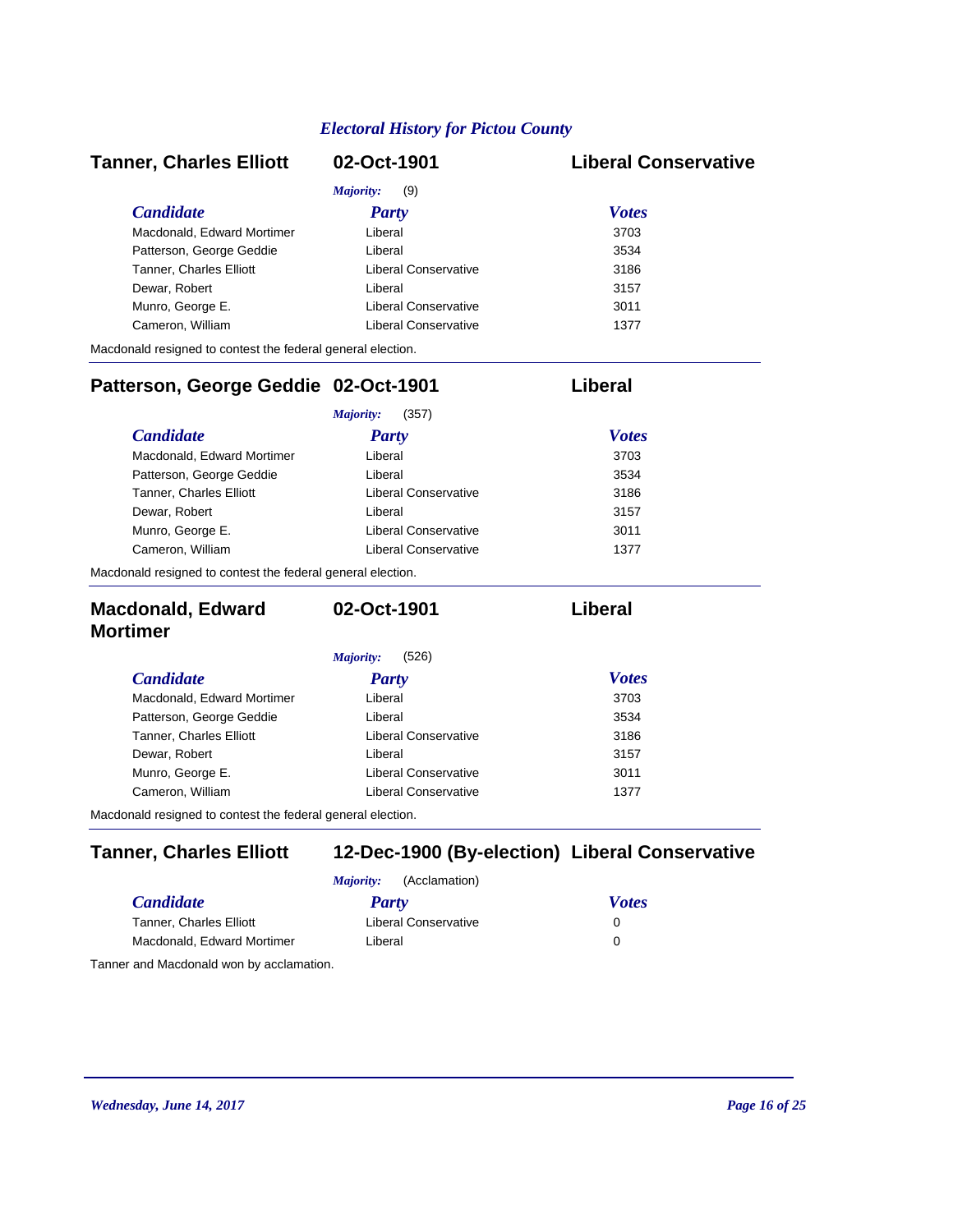## Tanner, Charles Elliott — 02-Oct-1901 — Liberal Conservative

*Majority:* (9)

| *Candidate* | *Party* | *Votes* |
|---|---|---|
| Macdonald, Edward Mortimer | Liberal | 3703 |
| Patterson, George Geddie | Liberal | 3534 |
| Tanner, Charles Elliott | Liberal Conservative | 3186 |
| Dewar, Robert | Liberal | 3157 |
| Munro, George E. | Liberal Conservative | 3011 |
| Cameron, William | Liberal Conservative | 1377 |

Macdonald resigned to contest the federal general election.

---

## Patterson, George Geddie — 02-Oct-1901 — Liberal

*Majority:* (357)

| *Candidate* | *Party* | *Votes* |
|---|---|---|
| Macdonald, Edward Mortimer | Liberal | 3703 |
| Patterson, George Geddie | Liberal | 3534 |
| Tanner, Charles Elliott | Liberal Conservative | 3186 |
| Dewar, Robert | Liberal | 3157 |
| Munro, George E. | Liberal Conservative | 3011 |
| Cameron, William | Liberal Conservative | 1377 |

Macdonald resigned to contest the federal general election.

---

## Macdonald, Edward Mortimer — 02-Oct-1901 — Liberal

*Majority:* (526)

| *Candidate* | *Party* | *Votes* |
|---|---|---|
| Macdonald, Edward Mortimer | Liberal | 3703 |
| Patterson, George Geddie | Liberal | 3534 |
| Tanner, Charles Elliott | Liberal Conservative | 3186 |
| Dewar, Robert | Liberal | 3157 |
| Munro, George E. | Liberal Conservative | 3011 |
| Cameron, William | Liberal Conservative | 1377 |

Macdonald resigned to contest the federal general election.

---

## Tanner, Charles Elliott — 12-Dec-1900 (By-election) — Liberal Conservative

*Majority:* (Acclamation)

| *Candidate* | *Party* | *Votes* |
|---|---|---|
| Tanner, Charles Elliott | Liberal Conservative | 0 |
| Macdonald, Edward Mortimer | Liberal | 0 |

Tanner and Macdonald won by acclamation.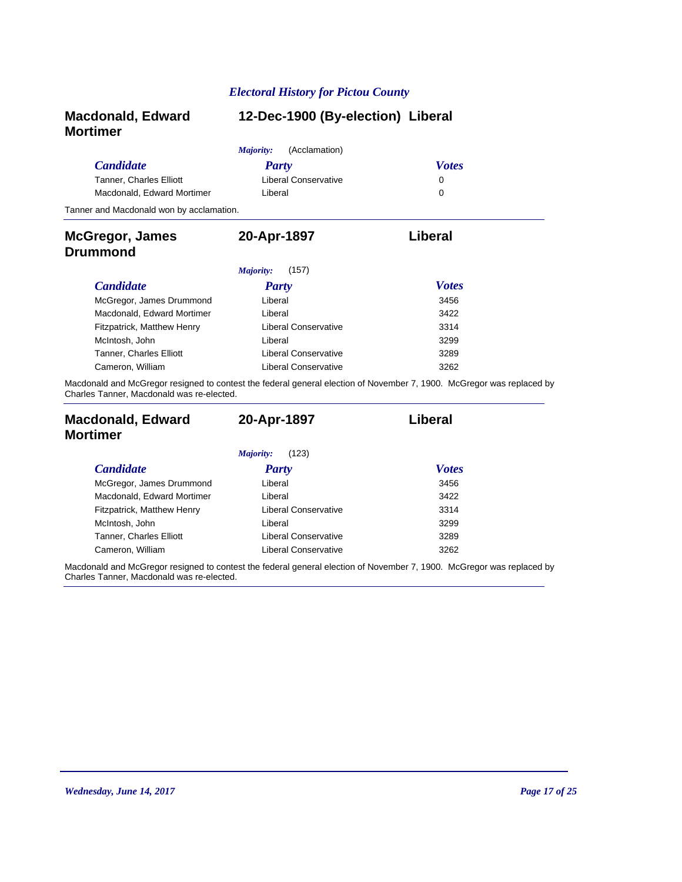## Macdonald, Edward Mortimer — 12-Dec-1900 (By-election) — Liberal

*Majority:* (Acclamation)

| *Candidate* | *Party* | *Votes* |
|---|---|---|
| Tanner, Charles Elliott | Liberal Conservative | 0 |
| Macdonald, Edward Mortimer | Liberal | 0 |

Tanner and Macdonald won by acclamation.

---

## McGregor, James Drummond — 20-Apr-1897 — Liberal

*Majority:* (157)

| *Candidate* | *Party* | *Votes* |
|---|---|---|
| McGregor, James Drummond | Liberal | 3456 |
| Macdonald, Edward Mortimer | Liberal | 3422 |
| Fitzpatrick, Matthew Henry | Liberal Conservative | 3314 |
| McIntosh, John | Liberal | 3299 |
| Tanner, Charles Elliott | Liberal Conservative | 3289 |
| Cameron, William | Liberal Conservative | 3262 |

Macdonald and McGregor resigned to contest the federal general election of November 7, 1900. McGregor was replaced by Charles Tanner, Macdonald was re-elected.

---

## Macdonald, Edward Mortimer — 20-Apr-1897 — Liberal

*Majority:* (123)

| *Candidate* | *Party* | *Votes* |
|---|---|---|
| McGregor, James Drummond | Liberal | 3456 |
| Macdonald, Edward Mortimer | Liberal | 3422 |
| Fitzpatrick, Matthew Henry | Liberal Conservative | 3314 |
| McIntosh, John | Liberal | 3299 |
| Tanner, Charles Elliott | Liberal Conservative | 3289 |
| Cameron, William | Liberal Conservative | 3262 |

Macdonald and McGregor resigned to contest the federal general election of November 7, 1900. McGregor was replaced by Charles Tanner, Macdonald was re-elected.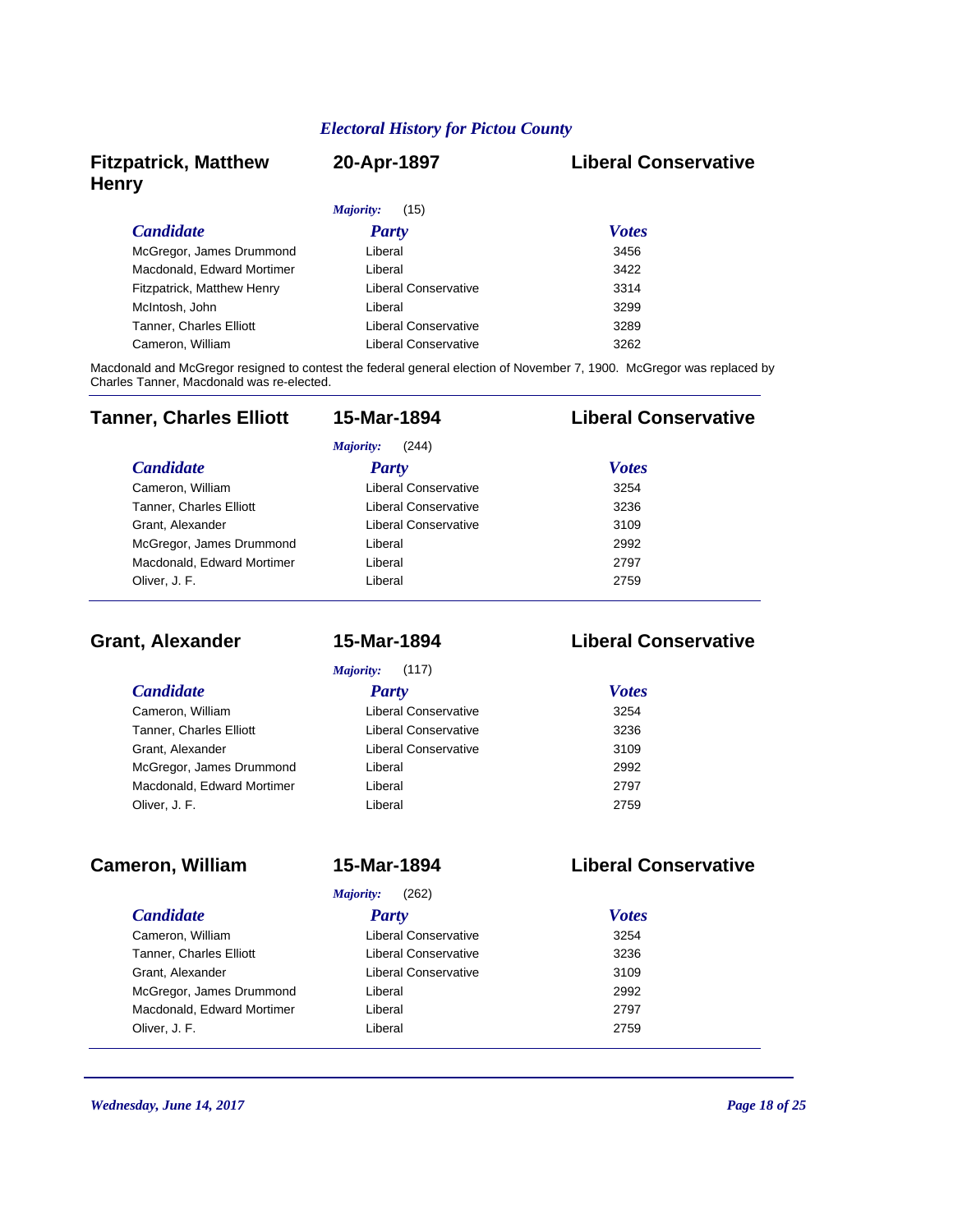## Fitzpatrick, Matthew Henry — 20-Apr-1897 — Liberal Conservative

*Majority:* (15)

| *Candidate* | *Party* | *Votes* |
| --- | --- | --- |
| McGregor, James Drummond | Liberal | 3456 |
| Macdonald, Edward Mortimer | Liberal | 3422 |
| Fitzpatrick, Matthew Henry | Liberal Conservative | 3314 |
| McIntosh, John | Liberal | 3299 |
| Tanner, Charles Elliott | Liberal Conservative | 3289 |
| Cameron, William | Liberal Conservative | 3262 |

Macdonald and McGregor resigned to contest the federal general election of November 7, 1900. McGregor was replaced by Charles Tanner, Macdonald was re-elected.

## Tanner, Charles Elliott — 15-Mar-1894 — Liberal Conservative

*Majority:* (244)

| *Candidate* | *Party* | *Votes* |
| --- | --- | --- |
| Cameron, William | Liberal Conservative | 3254 |
| Tanner, Charles Elliott | Liberal Conservative | 3236 |
| Grant, Alexander | Liberal Conservative | 3109 |
| McGregor, James Drummond | Liberal | 2992 |
| Macdonald, Edward Mortimer | Liberal | 2797 |
| Oliver, J. F. | Liberal | 2759 |

## Grant, Alexander — 15-Mar-1894 — Liberal Conservative

*Majority:* (117)

| *Candidate* | *Party* | *Votes* |
| --- | --- | --- |
| Cameron, William | Liberal Conservative | 3254 |
| Tanner, Charles Elliott | Liberal Conservative | 3236 |
| Grant, Alexander | Liberal Conservative | 3109 |
| McGregor, James Drummond | Liberal | 2992 |
| Macdonald, Edward Mortimer | Liberal | 2797 |
| Oliver, J. F. | Liberal | 2759 |

## Cameron, William — 15-Mar-1894 — Liberal Conservative

*Majority:* (262)

| *Candidate* | *Party* | *Votes* |
| --- | --- | --- |
| Cameron, William | Liberal Conservative | 3254 |
| Tanner, Charles Elliott | Liberal Conservative | 3236 |
| Grant, Alexander | Liberal Conservative | 3109 |
| McGregor, James Drummond | Liberal | 2992 |
| Macdonald, Edward Mortimer | Liberal | 2797 |
| Oliver, J. F. | Liberal | 2759 |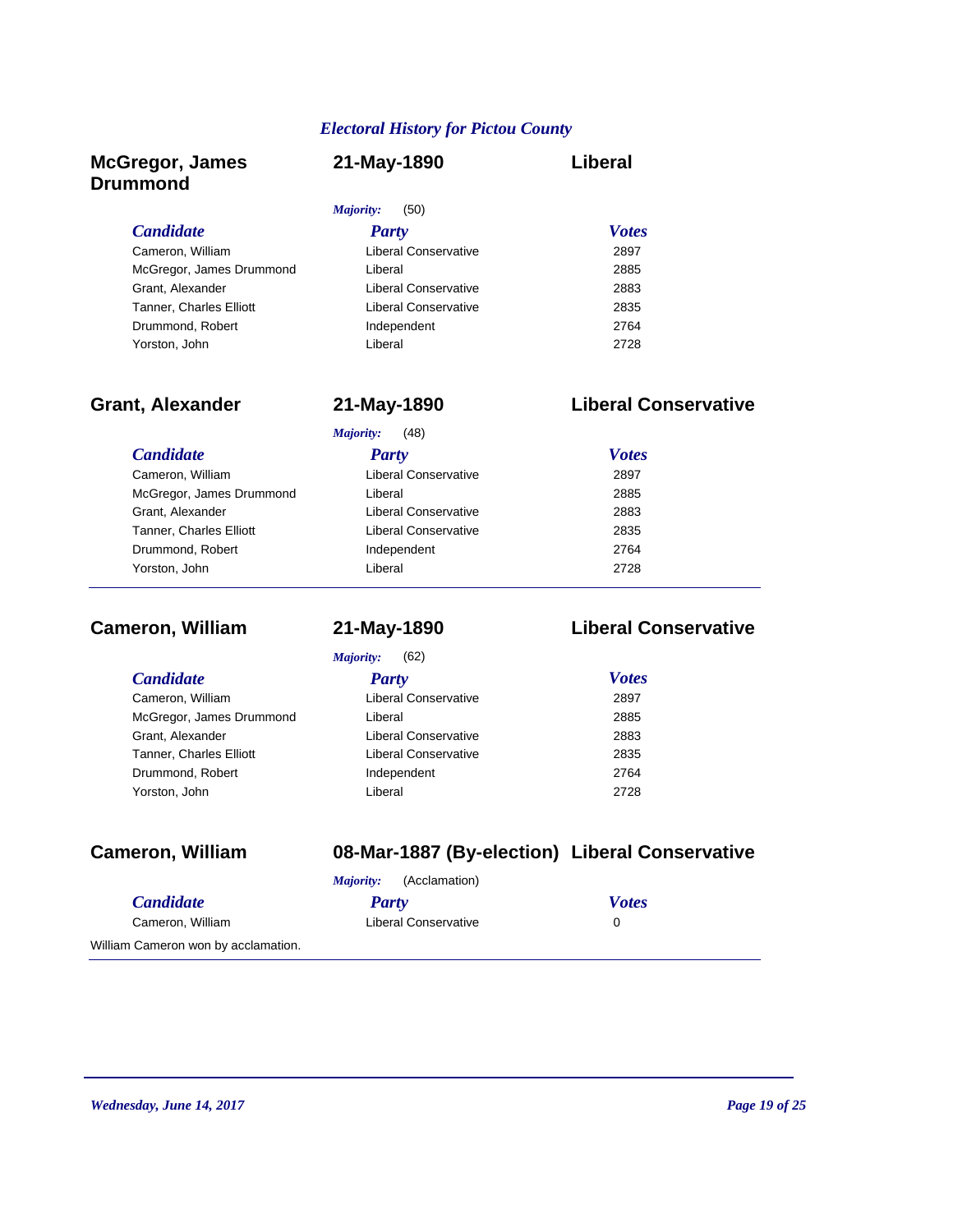## McGregor, James Drummond — 21-May-1890 — Liberal

*Majority:* (50)

| Candidate | Party | Votes |
|---|---|---|
| Cameron, William | Liberal Conservative | 2897 |
| McGregor, James Drummond | Liberal | 2885 |
| Grant, Alexander | Liberal Conservative | 2883 |
| Tanner, Charles Elliott | Liberal Conservative | 2835 |
| Drummond, Robert | Independent | 2764 |
| Yorston, John | Liberal | 2728 |

## Grant, Alexander — 21-May-1890 — Liberal Conservative

*Majority:* (48)

| Candidate | Party | Votes |
|---|---|---|
| Cameron, William | Liberal Conservative | 2897 |
| McGregor, James Drummond | Liberal | 2885 |
| Grant, Alexander | Liberal Conservative | 2883 |
| Tanner, Charles Elliott | Liberal Conservative | 2835 |
| Drummond, Robert | Independent | 2764 |
| Yorston, John | Liberal | 2728 |

## Cameron, William — 21-May-1890 — Liberal Conservative

*Majority:* (62)

| Candidate | Party | Votes |
|---|---|---|
| Cameron, William | Liberal Conservative | 2897 |
| McGregor, James Drummond | Liberal | 2885 |
| Grant, Alexander | Liberal Conservative | 2883 |
| Tanner, Charles Elliott | Liberal Conservative | 2835 |
| Drummond, Robert | Independent | 2764 |
| Yorston, John | Liberal | 2728 |

## Cameron, William — 08-Mar-1887 (By-election) — Liberal Conservative

*Majority:* (Acclamation)

| Candidate | Party | Votes |
|---|---|---|
| Cameron, William | Liberal Conservative | 0 |

William Cameron won by acclamation.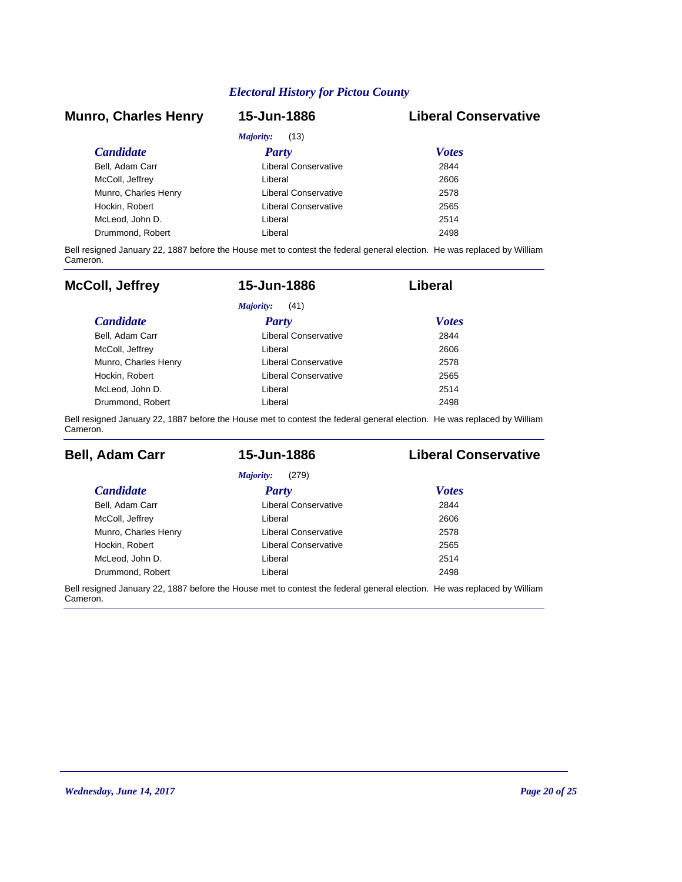## Munro, Charles Henry — 15-Jun-1886 — Liberal Conservative

*Majority:* (13)

| Candidate | Party | Votes |
|---|---|---|
| Bell, Adam Carr | Liberal Conservative | 2844 |
| McColl, Jeffrey | Liberal | 2606 |
| Munro, Charles Henry | Liberal Conservative | 2578 |
| Hockin, Robert | Liberal Conservative | 2565 |
| McLeod, John D. | Liberal | 2514 |
| Drummond, Robert | Liberal | 2498 |

Bell resigned January 22, 1887 before the House met to contest the federal general election. He was replaced by William Cameron.

---

## McColl, Jeffrey — 15-Jun-1886 — Liberal

*Majority:* (41)

| Candidate | Party | Votes |
|---|---|---|
| Bell, Adam Carr | Liberal Conservative | 2844 |
| McColl, Jeffrey | Liberal | 2606 |
| Munro, Charles Henry | Liberal Conservative | 2578 |
| Hockin, Robert | Liberal Conservative | 2565 |
| McLeod, John D. | Liberal | 2514 |
| Drummond, Robert | Liberal | 2498 |

Bell resigned January 22, 1887 before the House met to contest the federal general election. He was replaced by William Cameron.

---

## Bell, Adam Carr — 15-Jun-1886 — Liberal Conservative

*Majority:* (279)

| Candidate | Party | Votes |
|---|---|---|
| Bell, Adam Carr | Liberal Conservative | 2844 |
| McColl, Jeffrey | Liberal | 2606 |
| Munro, Charles Henry | Liberal Conservative | 2578 |
| Hockin, Robert | Liberal Conservative | 2565 |
| McLeod, John D. | Liberal | 2514 |
| Drummond, Robert | Liberal | 2498 |

Bell resigned January 22, 1887 before the House met to contest the federal general election. He was replaced by William Cameron.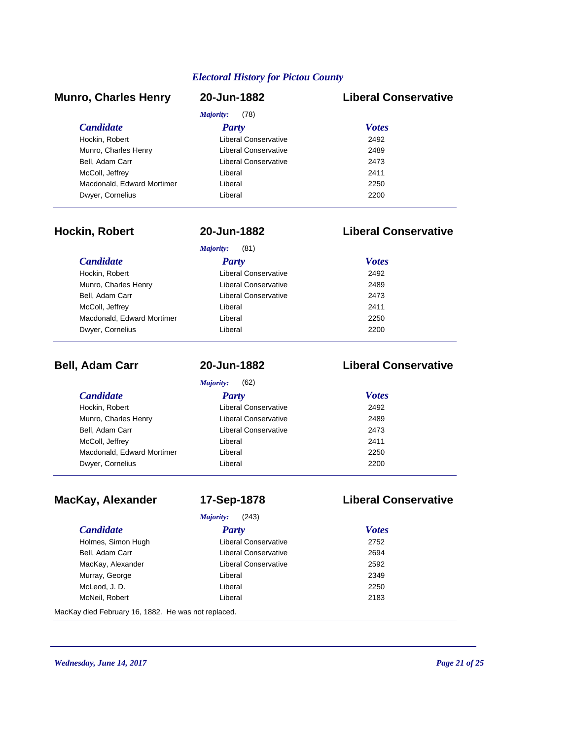## Electoral History for Pictou County

### Munro, Charles Henry — 20-Jun-1882 — Liberal Conservative

*Majority:* (78)

| Candidate | Party | Votes |
|---|---|---|
| Hockin, Robert | Liberal Conservative | 2492 |
| Munro, Charles Henry | Liberal Conservative | 2489 |
| Bell, Adam Carr | Liberal Conservative | 2473 |
| McColl, Jeffrey | Liberal | 2411 |
| Macdonald, Edward Mortimer | Liberal | 2250 |
| Dwyer, Cornelius | Liberal | 2200 |

### Hockin, Robert — 20-Jun-1882 — Liberal Conservative

*Majority:* (81)

| Candidate | Party | Votes |
|---|---|---|
| Hockin, Robert | Liberal Conservative | 2492 |
| Munro, Charles Henry | Liberal Conservative | 2489 |
| Bell, Adam Carr | Liberal Conservative | 2473 |
| McColl, Jeffrey | Liberal | 2411 |
| Macdonald, Edward Mortimer | Liberal | 2250 |
| Dwyer, Cornelius | Liberal | 2200 |

### Bell, Adam Carr — 20-Jun-1882 — Liberal Conservative

*Majority:* (62)

| Candidate | Party | Votes |
|---|---|---|
| Hockin, Robert | Liberal Conservative | 2492 |
| Munro, Charles Henry | Liberal Conservative | 2489 |
| Bell, Adam Carr | Liberal Conservative | 2473 |
| McColl, Jeffrey | Liberal | 2411 |
| Macdonald, Edward Mortimer | Liberal | 2250 |
| Dwyer, Cornelius | Liberal | 2200 |

### MacKay, Alexander — 17-Sep-1878 — Liberal Conservative

*Majority:* (243)

| Candidate | Party | Votes |
|---|---|---|
| Holmes, Simon Hugh | Liberal Conservative | 2752 |
| Bell, Adam Carr | Liberal Conservative | 2694 |
| MacKay, Alexander | Liberal Conservative | 2592 |
| Murray, George | Liberal | 2349 |
| McLeod, J. D. | Liberal | 2250 |
| McNeil, Robert | Liberal | 2183 |

MacKay died February 16, 1882. He was not replaced.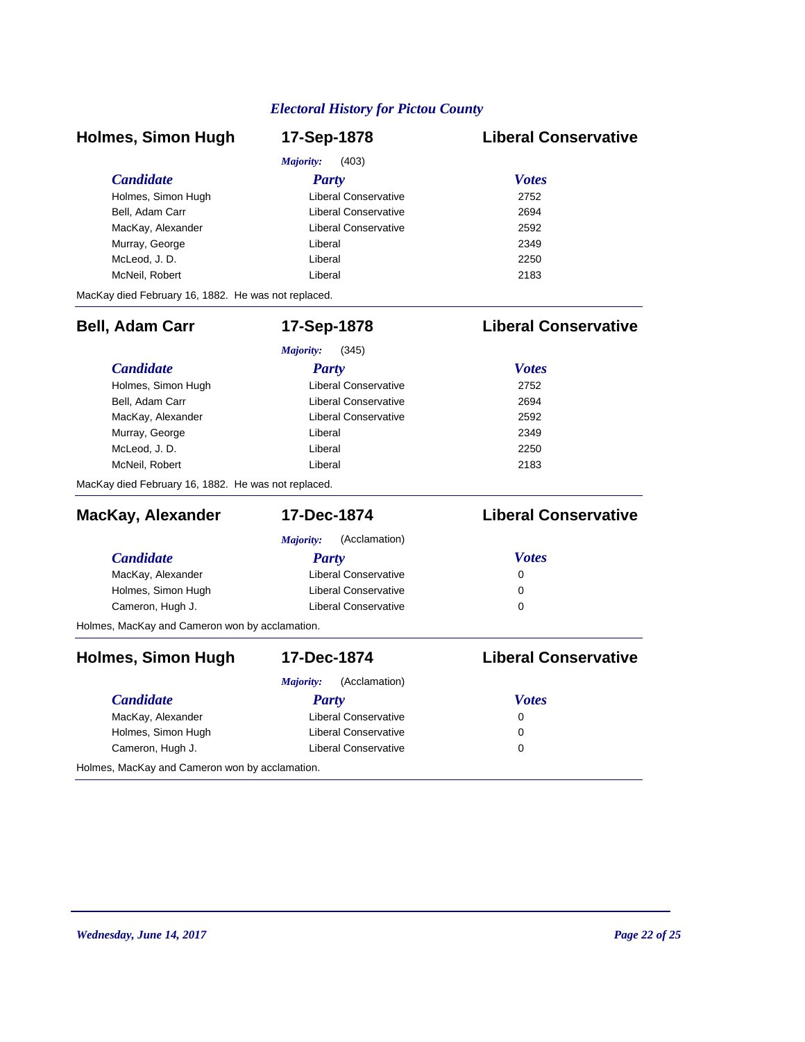## Holmes, Simon Hugh — 17-Sep-1878 — Liberal Conservative

*Majority:* (403)

| Candidate | Party | Votes |
| --- | --- | --- |
| Holmes, Simon Hugh | Liberal Conservative | 2752 |
| Bell, Adam Carr | Liberal Conservative | 2694 |
| MacKay, Alexander | Liberal Conservative | 2592 |
| Murray, George | Liberal | 2349 |
| McLeod, J. D. | Liberal | 2250 |
| McNeil, Robert | Liberal | 2183 |

MacKay died February 16, 1882. He was not replaced.

---

## Bell, Adam Carr — 17-Sep-1878 — Liberal Conservative

*Majority:* (345)

| Candidate | Party | Votes |
| --- | --- | --- |
| Holmes, Simon Hugh | Liberal Conservative | 2752 |
| Bell, Adam Carr | Liberal Conservative | 2694 |
| MacKay, Alexander | Liberal Conservative | 2592 |
| Murray, George | Liberal | 2349 |
| McLeod, J. D. | Liberal | 2250 |
| McNeil, Robert | Liberal | 2183 |

MacKay died February 16, 1882. He was not replaced.

---

## MacKay, Alexander — 17-Dec-1874 — Liberal Conservative

*Majority:* (Acclamation)

| Candidate | Party | Votes |
| --- | --- | --- |
| MacKay, Alexander | Liberal Conservative | 0 |
| Holmes, Simon Hugh | Liberal Conservative | 0 |
| Cameron, Hugh J. | Liberal Conservative | 0 |

Holmes, MacKay and Cameron won by acclamation.

---

## Holmes, Simon Hugh — 17-Dec-1874 — Liberal Conservative

*Majority:* (Acclamation)

| Candidate | Party | Votes |
| --- | --- | --- |
| MacKay, Alexander | Liberal Conservative | 0 |
| Holmes, Simon Hugh | Liberal Conservative | 0 |
| Cameron, Hugh J. | Liberal Conservative | 0 |

Holmes, MacKay and Cameron won by acclamation.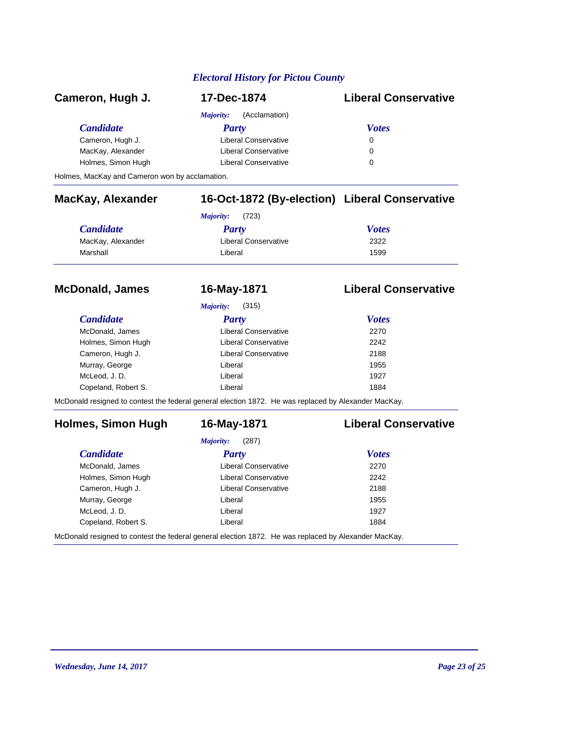## Cameron, Hugh J. — 17-Dec-1874 — Liberal Conservative

*Majority:* (Acclamation)

| Candidate | Party | Votes |
| --- | --- | --- |
| Cameron, Hugh J. | Liberal Conservative | 0 |
| MacKay, Alexander | Liberal Conservative | 0 |
| Holmes, Simon Hugh | Liberal Conservative | 0 |

Holmes, MacKay and Cameron won by acclamation.

---

## MacKay, Alexander — 16-Oct-1872 (By-election) — Liberal Conservative

*Majority:* (723)

| Candidate | Party | Votes |
| --- | --- | --- |
| MacKay, Alexander | Liberal Conservative | 2322 |
| Marshall | Liberal | 1599 |

---

## McDonald, James — 16-May-1871 — Liberal Conservative

*Majority:* (315)

| Candidate | Party | Votes |
| --- | --- | --- |
| McDonald, James | Liberal Conservative | 2270 |
| Holmes, Simon Hugh | Liberal Conservative | 2242 |
| Cameron, Hugh J. | Liberal Conservative | 2188 |
| Murray, George | Liberal | 1955 |
| McLeod, J. D. | Liberal | 1927 |
| Copeland, Robert S. | Liberal | 1884 |

McDonald resigned to contest the federal general election 1872. He was replaced by Alexander MacKay.

---

## Holmes, Simon Hugh — 16-May-1871 — Liberal Conservative

*Majority:* (287)

| Candidate | Party | Votes |
| --- | --- | --- |
| McDonald, James | Liberal Conservative | 2270 |
| Holmes, Simon Hugh | Liberal Conservative | 2242 |
| Cameron, Hugh J. | Liberal Conservative | 2188 |
| Murray, George | Liberal | 1955 |
| McLeod, J. D. | Liberal | 1927 |
| Copeland, Robert S. | Liberal | 1884 |

McDonald resigned to contest the federal general election 1872. He was replaced by Alexander MacKay.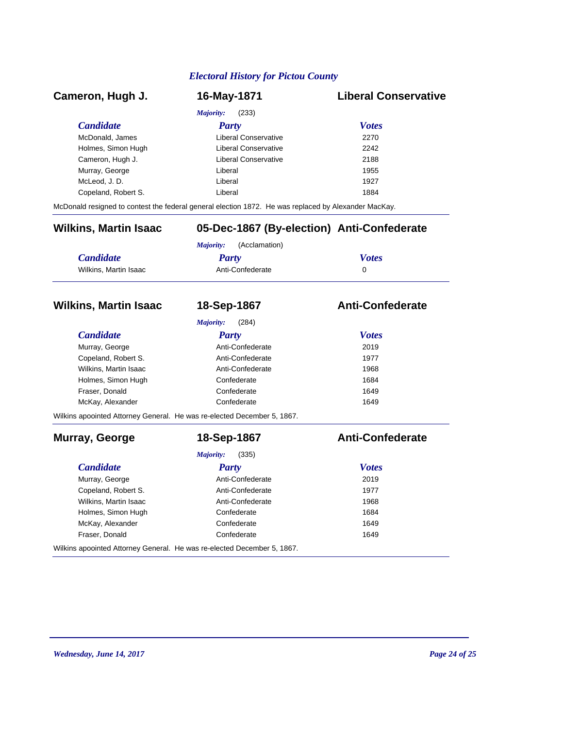## Cameron, Hugh J. — 16-May-1871 — Liberal Conservative

*Majority:* (233)

| Candidate | Party | Votes |
|---|---|---|
| McDonald, James | Liberal Conservative | 2270 |
| Holmes, Simon Hugh | Liberal Conservative | 2242 |
| Cameron, Hugh J. | Liberal Conservative | 2188 |
| Murray, George | Liberal | 1955 |
| McLeod, J. D. | Liberal | 1927 |
| Copeland, Robert S. | Liberal | 1884 |

McDonald resigned to contest the federal general election 1872. He was replaced by Alexander MacKay.

## Wilkins, Martin Isaac — 05-Dec-1867 (By-election) — Anti-Confederate

*Majority:* (Acclamation)

| Candidate | Party | Votes |
|---|---|---|
| Wilkins, Martin Isaac | Anti-Confederate | 0 |

## Wilkins, Martin Isaac — 18-Sep-1867 — Anti-Confederate

*Majority:* (284)

| Candidate | Party | Votes |
|---|---|---|
| Murray, George | Anti-Confederate | 2019 |
| Copeland, Robert S. | Anti-Confederate | 1977 |
| Wilkins, Martin Isaac | Anti-Confederate | 1968 |
| Holmes, Simon Hugh | Confederate | 1684 |
| Fraser, Donald | Confederate | 1649 |
| McKay, Alexander | Confederate | 1649 |

Wilkins apoointed Attorney General. He was re-elected December 5, 1867.

## Murray, George — 18-Sep-1867 — Anti-Confederate

*Majority:* (335)

| Candidate | Party | Votes |
|---|---|---|
| Murray, George | Anti-Confederate | 2019 |
| Copeland, Robert S. | Anti-Confederate | 1977 |
| Wilkins, Martin Isaac | Anti-Confederate | 1968 |
| Holmes, Simon Hugh | Confederate | 1684 |
| McKay, Alexander | Confederate | 1649 |
| Fraser, Donald | Confederate | 1649 |

Wilkins apoointed Attorney General. He was re-elected December 5, 1867.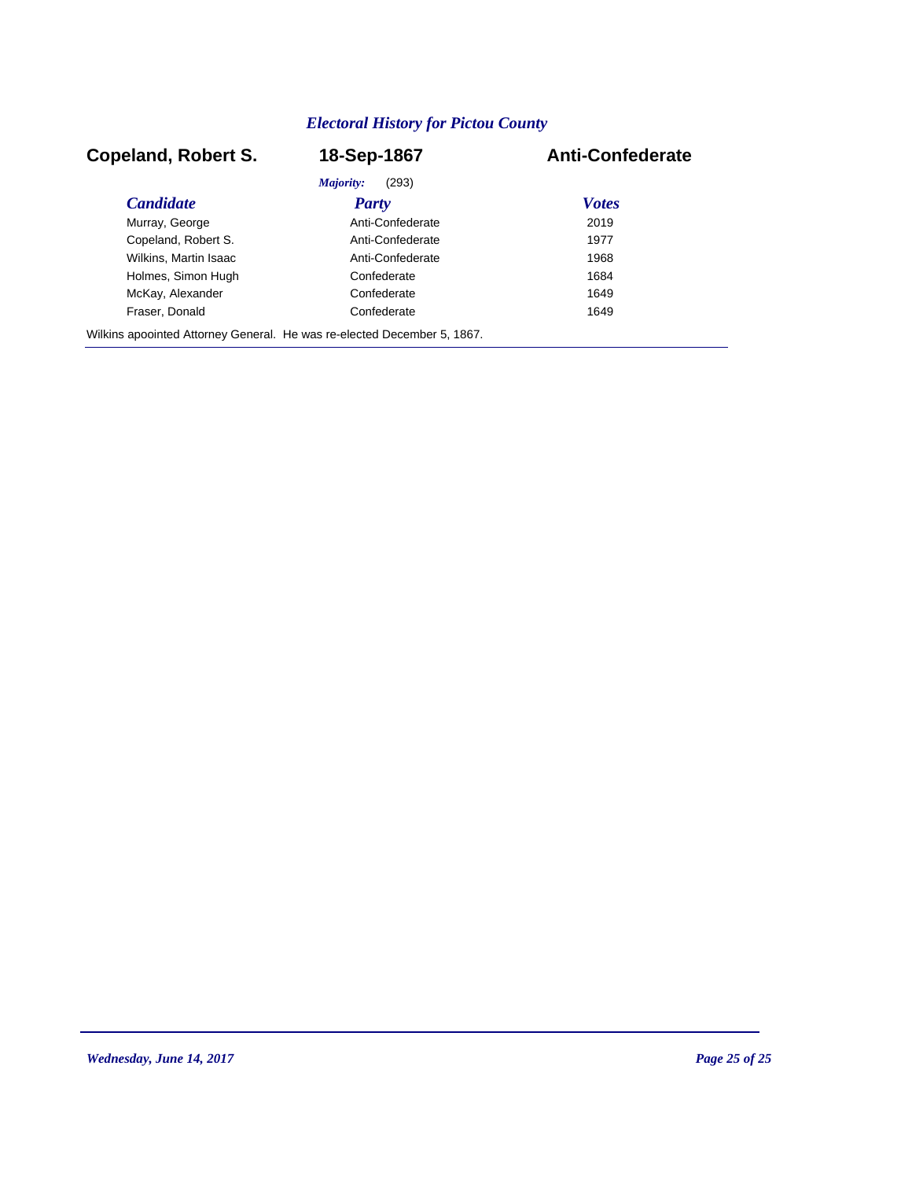*Electoral History for Pictou County*

**Copeland, Robert S.** | **18-Sep-1867** | **Anti-Confederate**

*Majority:* (293)

| *Candidate* | *Party* | *Votes* |
| --- | --- | --- |
| Murray, George | Anti-Confederate | 2019 |
| Copeland, Robert S. | Anti-Confederate | 1977 |
| Wilkins, Martin Isaac | Anti-Confederate | 1968 |
| Holmes, Simon Hugh | Confederate | 1684 |
| McKay, Alexander | Confederate | 1649 |
| Fraser, Donald | Confederate | 1649 |

Wilkins apoointed Attorney General. He was re-elected December 5, 1867.